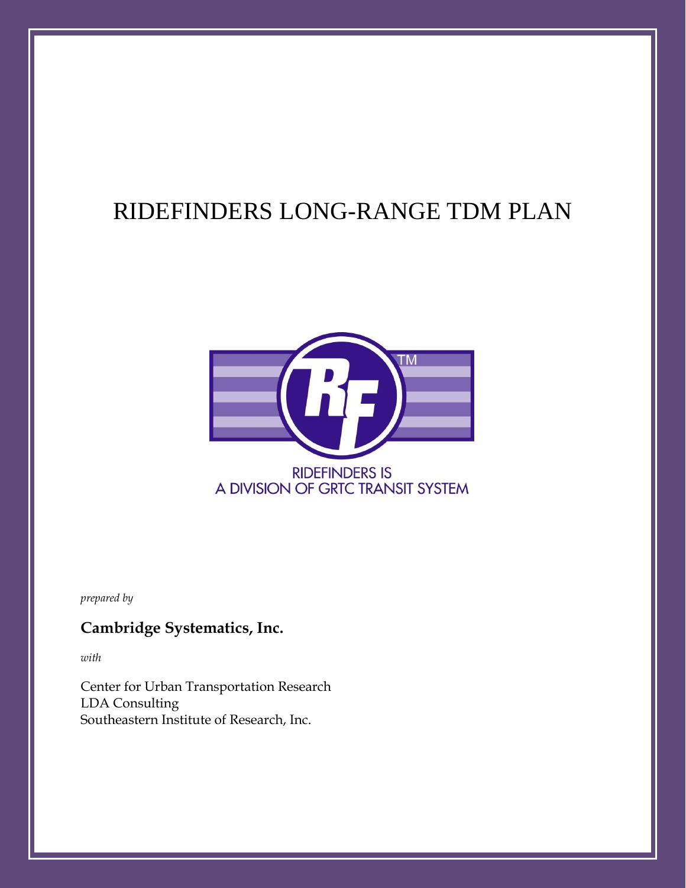# RIDEFINDERS LONG-RANGE TDM PLAN

RIDEFINDERS IS
A DIVISION OF GRTC TRANSIT SYSTEM

*prepared by*

**Cambridge Systematics, Inc.**

*with*

Center for Urban Transportation Research
LDA Consulting
Southeastern Institute of Research, Inc.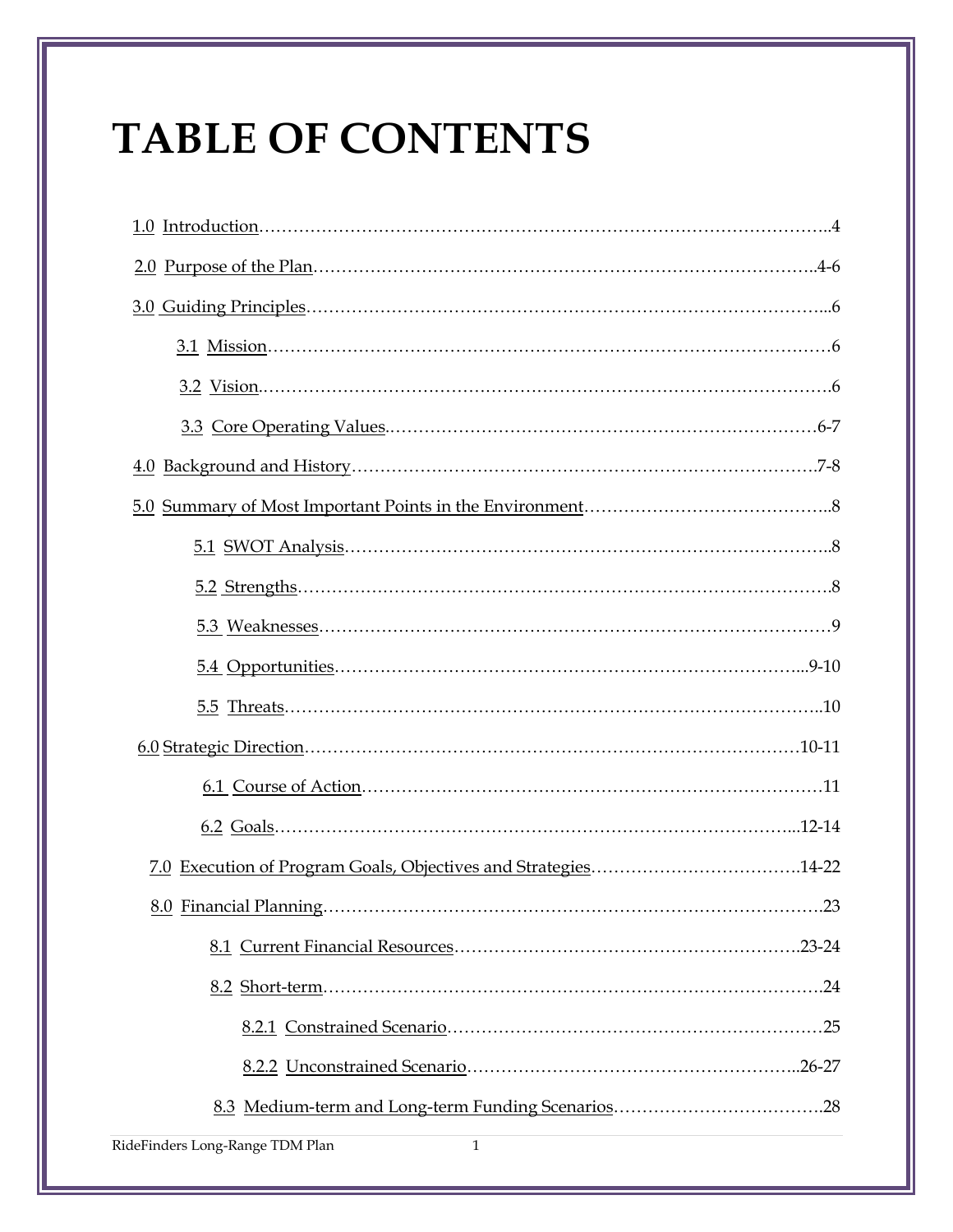# TABLE OF CONTENTS

1.0 Introduction……………………………………………………………………………………..4

2.0 Purpose of the Plan…………………………………………………………………………..4-6

3.0 Guiding Principles……………………………………………………………………………...6

- 3.1 Mission………………………………………………………………………………………6
- 3.2 Vision………………………………………………………………………………………..6
- 3.3 Core Operating Values…………………………………………………………………6-7

4.0 Background and History…………………………………………………………………….7-8

5.0 Summary of Most Important Points in the Environment……………………………………..8

- 5.1 SWOT Analysis……………………………………………………………………………..8
- 5.2 Strengths……………………………………………………………………………………8
- 5.3 Weaknesses…………………………………………………………………………………9
- 5.4 Opportunities……………………………………………………………………...9-10
- 5.5 Threats……………………………………………………………………………………..10

6.0 Strategic Direction…………………………………………………………………………10-11

- 6.1 Course of Action……………………………………………………………………………11
- 6.2 Goals………………………………………………………………………………...12-14

7.0 Execution of Program Goals, Objectives and Strategies……………………………….14-22

8.0 Financial Planning……………………………………………………………………………23

- 8.1 Current Financial Resources…………………………………………………….23-24
- 8.2 Short-term……………………………………………………………………………………24
  - 8.2.1 Constrained Scenario……………………………………………………………25
  - 8.2.2 Unconstrained Scenario…………………………………………………..26-27
- 8.3 Medium-term and Long-term Funding Scenarios……………………………….28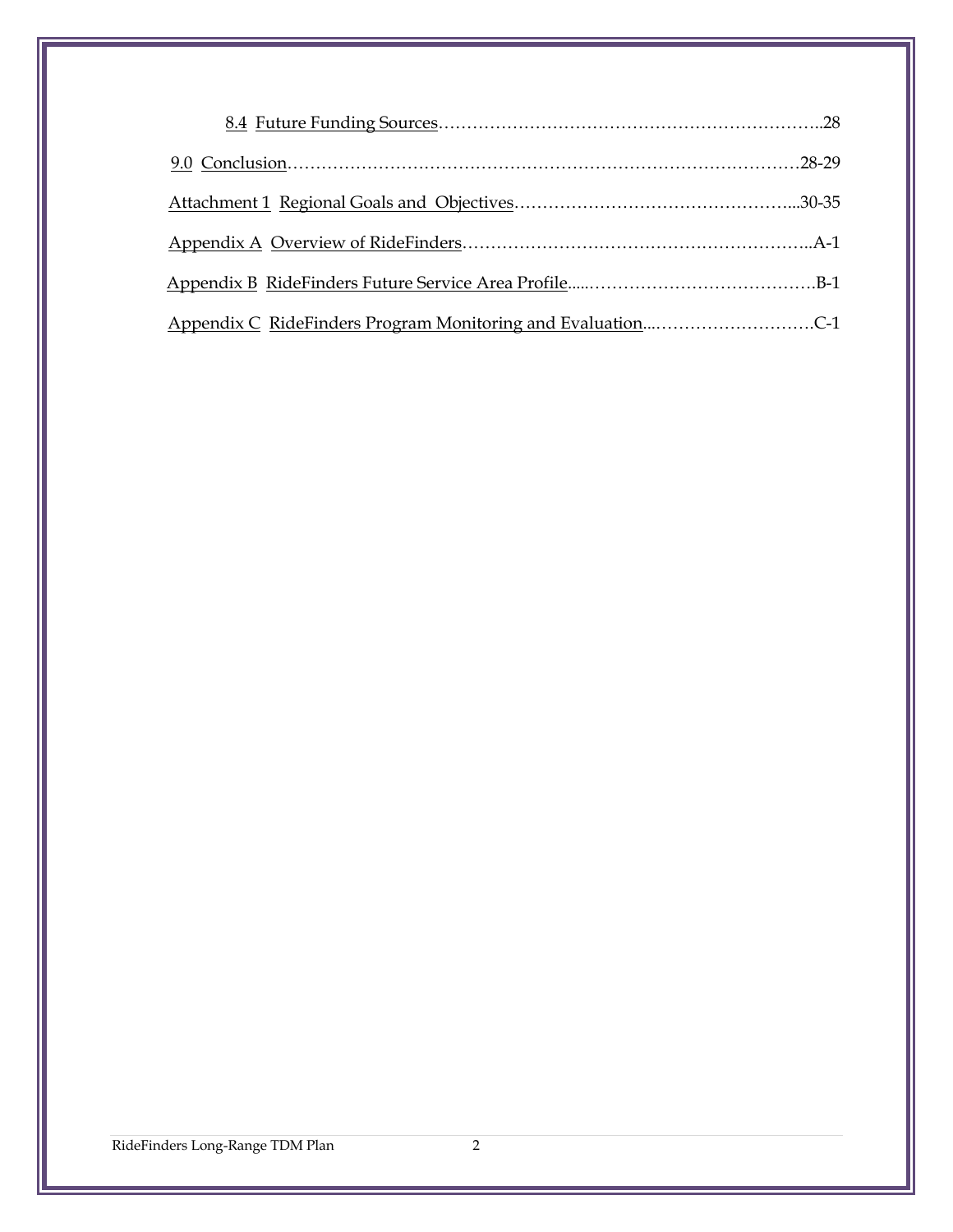8.4 Future Funding Sources……………………………………………………………..28

9.0 Conclusion……………………………………………………………………………28-29

Attachment 1 Regional Goals and Objectives…………………………………………...30-35

Appendix A Overview of RideFinders……………………………………………………..A-1

Appendix B RideFinders Future Service Area Profile.....…………………………………B-1

Appendix C RideFinders Program Monitoring and Evaluation...……………………….C-1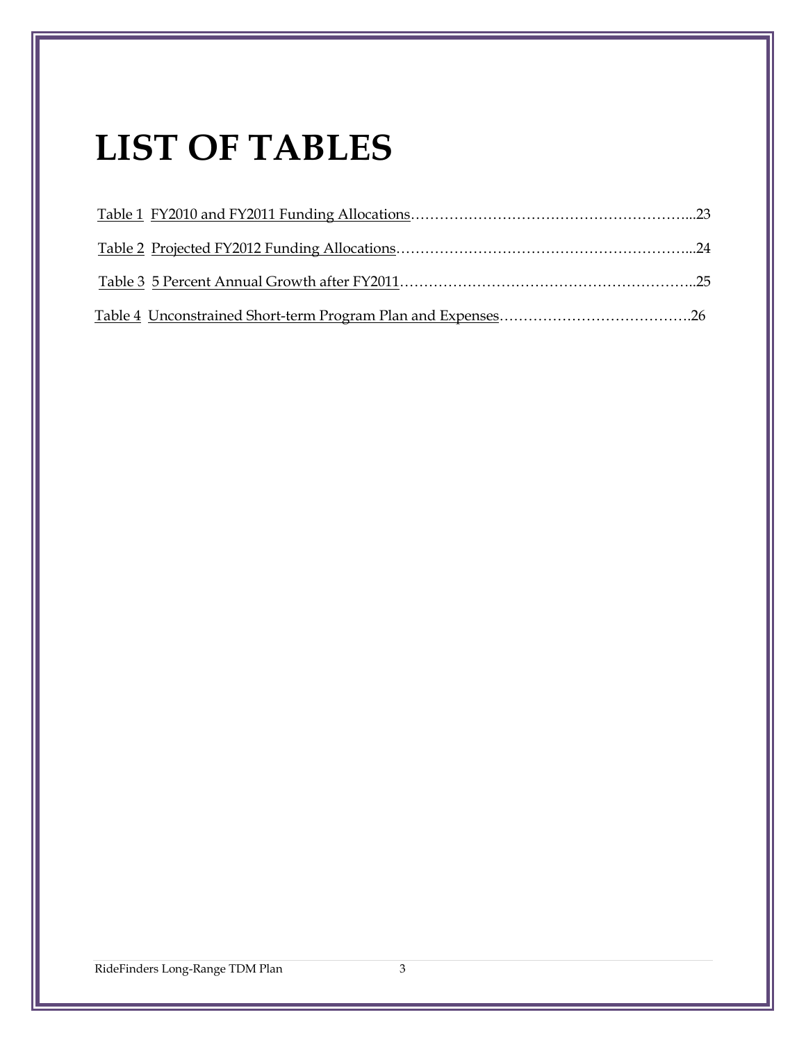# LIST OF TABLES

Table 1 FY2010 and FY2011 Funding Allocations……………………………………………………...23

Table 2 Projected FY2012 Funding Allocations………………………………………………………...24

Table 3 5 Percent Annual Growth after FY2011………………………………………………………..25

Table 4 Unconstrained Short-term Program Plan and Expenses………………………………….26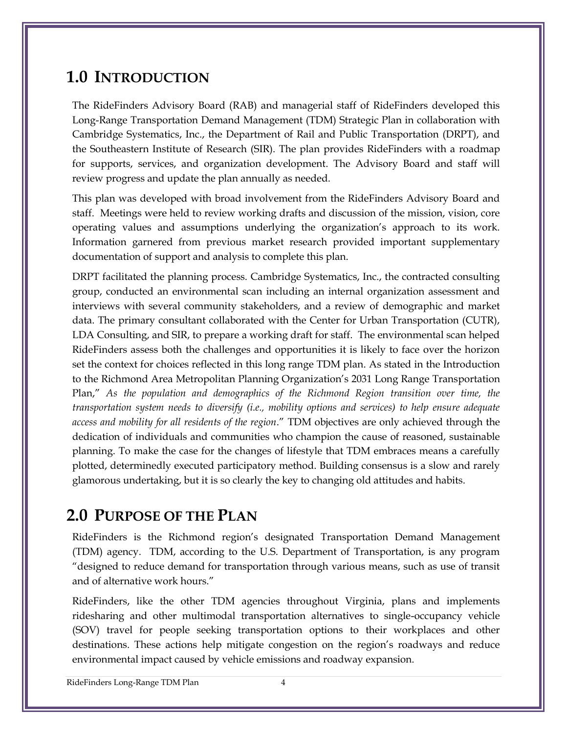# 1.0 INTRODUCTION

The RideFinders Advisory Board (RAB) and managerial staff of RideFinders developed this Long-Range Transportation Demand Management (TDM) Strategic Plan in collaboration with Cambridge Systematics, Inc., the Department of Rail and Public Transportation (DRPT), and the Southeastern Institute of Research (SIR). The plan provides RideFinders with a roadmap for supports, services, and organization development. The Advisory Board and staff will review progress and update the plan annually as needed.

This plan was developed with broad involvement from the RideFinders Advisory Board and staff. Meetings were held to review working drafts and discussion of the mission, vision, core operating values and assumptions underlying the organization's approach to its work. Information garnered from previous market research provided important supplementary documentation of support and analysis to complete this plan.

DRPT facilitated the planning process. Cambridge Systematics, Inc., the contracted consulting group, conducted an environmental scan including an internal organization assessment and interviews with several community stakeholders, and a review of demographic and market data. The primary consultant collaborated with the Center for Urban Transportation (CUTR), LDA Consulting, and SIR, to prepare a working draft for staff. The environmental scan helped RideFinders assess both the challenges and opportunities it is likely to face over the horizon set the context for choices reflected in this long range TDM plan. As stated in the Introduction to the Richmond Area Metropolitan Planning Organization's 2031 Long Range Transportation Plan," *As the population and demographics of the Richmond Region transition over time, the transportation system needs to diversify (i.e., mobility options and services) to help ensure adequate access and mobility for all residents of the region*." TDM objectives are only achieved through the dedication of individuals and communities who champion the cause of reasoned, sustainable planning. To make the case for the changes of lifestyle that TDM embraces means a carefully plotted, determinedly executed participatory method. Building consensus is a slow and rarely glamorous undertaking, but it is so clearly the key to changing old attitudes and habits.

# 2.0 PURPOSE OF THE PLAN

RideFinders is the Richmond region's designated Transportation Demand Management (TDM) agency. TDM, according to the U.S. Department of Transportation, is any program "designed to reduce demand for transportation through various means, such as use of transit and of alternative work hours."

RideFinders, like the other TDM agencies throughout Virginia, plans and implements ridesharing and other multimodal transportation alternatives to single-occupancy vehicle (SOV) travel for people seeking transportation options to their workplaces and other destinations. These actions help mitigate congestion on the region's roadways and reduce environmental impact caused by vehicle emissions and roadway expansion.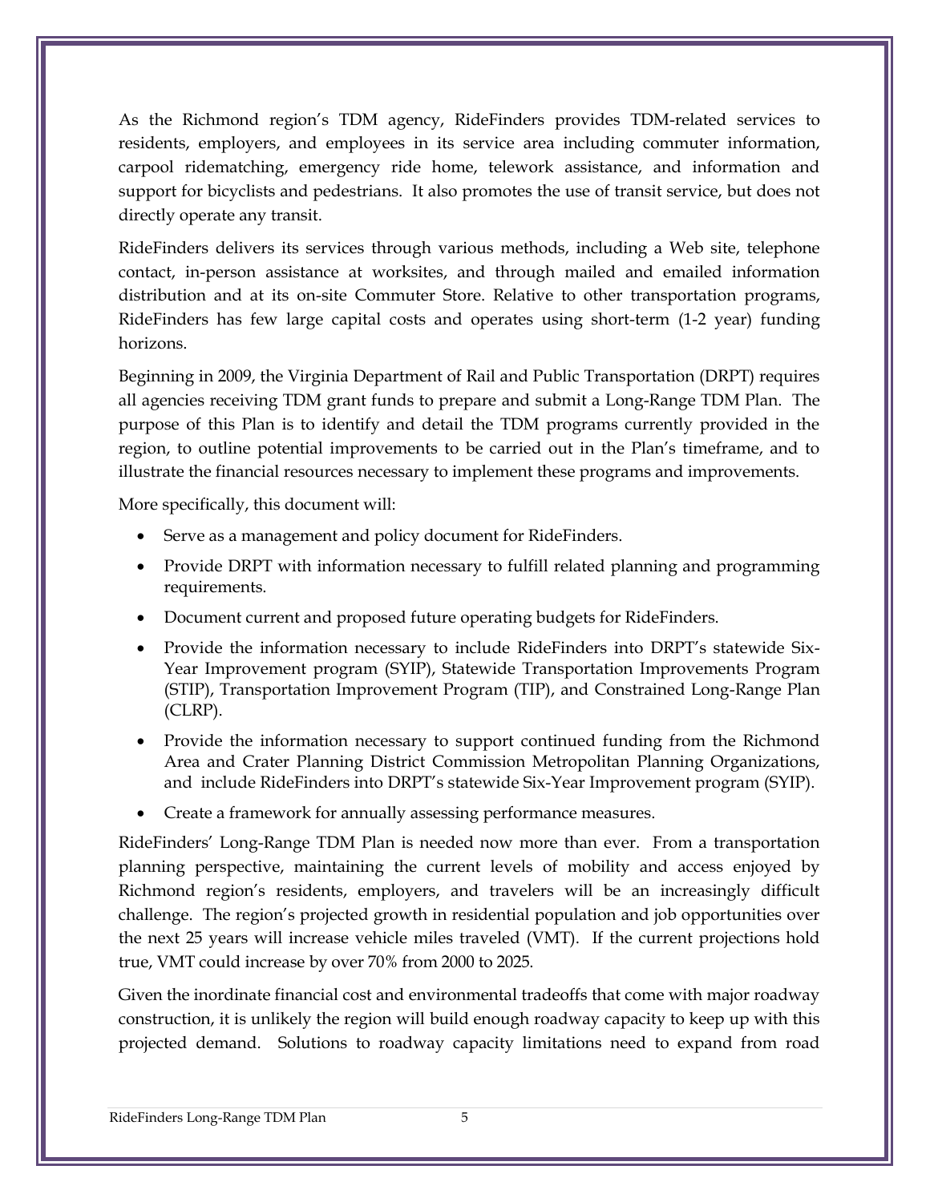As the Richmond region's TDM agency, RideFinders provides TDM-related services to residents, employers, and employees in its service area including commuter information, carpool ridematching, emergency ride home, telework assistance, and information and support for bicyclists and pedestrians. It also promotes the use of transit service, but does not directly operate any transit.

RideFinders delivers its services through various methods, including a Web site, telephone contact, in-person assistance at worksites, and through mailed and emailed information distribution and at its on-site Commuter Store. Relative to other transportation programs, RideFinders has few large capital costs and operates using short-term (1-2 year) funding horizons.

Beginning in 2009, the Virginia Department of Rail and Public Transportation (DRPT) requires all agencies receiving TDM grant funds to prepare and submit a Long-Range TDM Plan. The purpose of this Plan is to identify and detail the TDM programs currently provided in the region, to outline potential improvements to be carried out in the Plan's timeframe, and to illustrate the financial resources necessary to implement these programs and improvements.

More specifically, this document will:

- Serve as a management and policy document for RideFinders.
- Provide DRPT with information necessary to fulfill related planning and programming requirements.
- Document current and proposed future operating budgets for RideFinders.
- Provide the information necessary to include RideFinders into DRPT's statewide Six-Year Improvement program (SYIP), Statewide Transportation Improvements Program (STIP), Transportation Improvement Program (TIP), and Constrained Long-Range Plan (CLRP).
- Provide the information necessary to support continued funding from the Richmond Area and Crater Planning District Commission Metropolitan Planning Organizations, and include RideFinders into DRPT's statewide Six-Year Improvement program (SYIP).
- Create a framework for annually assessing performance measures.

RideFinders' Long-Range TDM Plan is needed now more than ever. From a transportation planning perspective, maintaining the current levels of mobility and access enjoyed by Richmond region's residents, employers, and travelers will be an increasingly difficult challenge. The region's projected growth in residential population and job opportunities over the next 25 years will increase vehicle miles traveled (VMT). If the current projections hold true, VMT could increase by over 70% from 2000 to 2025.

Given the inordinate financial cost and environmental tradeoffs that come with major roadway construction, it is unlikely the region will build enough roadway capacity to keep up with this projected demand. Solutions to roadway capacity limitations need to expand from road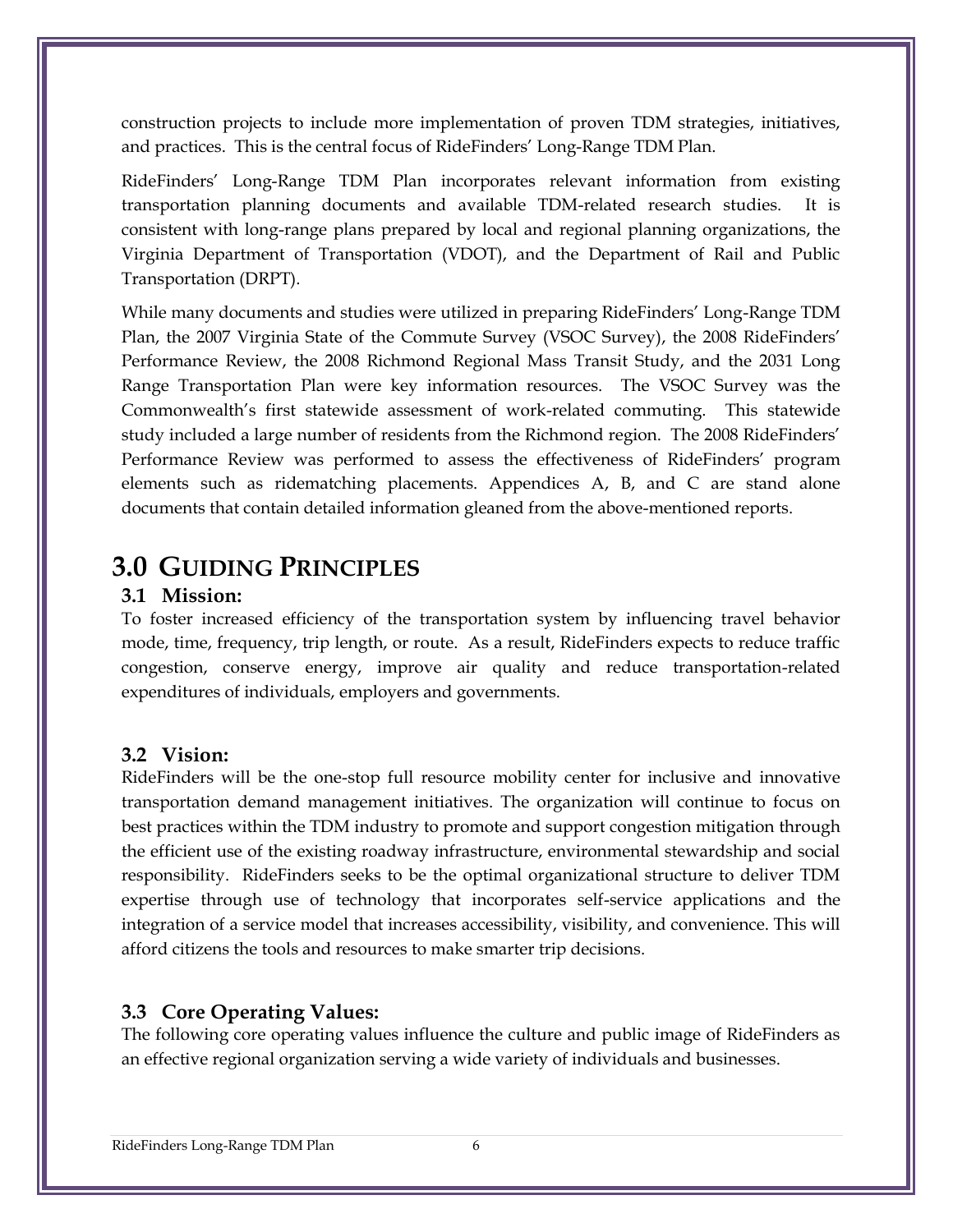construction projects to include more implementation of proven TDM strategies, initiatives, and practices. This is the central focus of RideFinders' Long-Range TDM Plan.

RideFinders' Long-Range TDM Plan incorporates relevant information from existing transportation planning documents and available TDM-related research studies. It is consistent with long-range plans prepared by local and regional planning organizations, the Virginia Department of Transportation (VDOT), and the Department of Rail and Public Transportation (DRPT).

While many documents and studies were utilized in preparing RideFinders' Long-Range TDM Plan, the 2007 Virginia State of the Commute Survey (VSOC Survey), the 2008 RideFinders' Performance Review, the 2008 Richmond Regional Mass Transit Study, and the 2031 Long Range Transportation Plan were key information resources. The VSOC Survey was the Commonwealth's first statewide assessment of work-related commuting. This statewide study included a large number of residents from the Richmond region. The 2008 RideFinders' Performance Review was performed to assess the effectiveness of RideFinders' program elements such as ridematching placements. Appendices A, B, and C are stand alone documents that contain detailed information gleaned from the above-mentioned reports.

# 3.0 GUIDING PRINCIPLES

## 3.1 Mission:

To foster increased efficiency of the transportation system by influencing travel behavior mode, time, frequency, trip length, or route. As a result, RideFinders expects to reduce traffic congestion, conserve energy, improve air quality and reduce transportation-related expenditures of individuals, employers and governments.

## 3.2 Vision:

RideFinders will be the one-stop full resource mobility center for inclusive and innovative transportation demand management initiatives. The organization will continue to focus on best practices within the TDM industry to promote and support congestion mitigation through the efficient use of the existing roadway infrastructure, environmental stewardship and social responsibility. RideFinders seeks to be the optimal organizational structure to deliver TDM expertise through use of technology that incorporates self-service applications and the integration of a service model that increases accessibility, visibility, and convenience. This will afford citizens the tools and resources to make smarter trip decisions.

## 3.3 Core Operating Values:

The following core operating values influence the culture and public image of RideFinders as an effective regional organization serving a wide variety of individuals and businesses.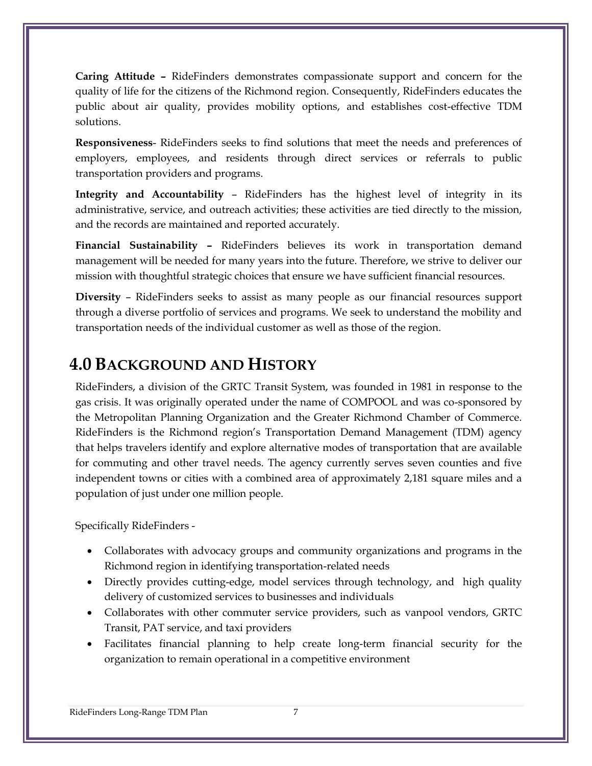**Caring Attitude –** RideFinders demonstrates compassionate support and concern for the quality of life for the citizens of the Richmond region. Consequently, RideFinders educates the public about air quality, provides mobility options, and establishes cost-effective TDM solutions.

**Responsiveness**- RideFinders seeks to find solutions that meet the needs and preferences of employers, employees, and residents through direct services or referrals to public transportation providers and programs.

**Integrity and Accountability** – RideFinders has the highest level of integrity in its administrative, service, and outreach activities; these activities are tied directly to the mission, and the records are maintained and reported accurately.

**Financial Sustainability –** RideFinders believes its work in transportation demand management will be needed for many years into the future. Therefore, we strive to deliver our mission with thoughtful strategic choices that ensure we have sufficient financial resources.

**Diversity** – RideFinders seeks to assist as many people as our financial resources support through a diverse portfolio of services and programs. We seek to understand the mobility and transportation needs of the individual customer as well as those of the region.

# 4.0 BACKGROUND AND HISTORY

RideFinders, a division of the GRTC Transit System, was founded in 1981 in response to the gas crisis. It was originally operated under the name of COMPOOL and was co-sponsored by the Metropolitan Planning Organization and the Greater Richmond Chamber of Commerce. RideFinders is the Richmond region's Transportation Demand Management (TDM) agency that helps travelers identify and explore alternative modes of transportation that are available for commuting and other travel needs. The agency currently serves seven counties and five independent towns or cities with a combined area of approximately 2,181 square miles and a population of just under one million people.

Specifically RideFinders -

- Collaborates with advocacy groups and community organizations and programs in the Richmond region in identifying transportation-related needs
- Directly provides cutting-edge, model services through technology, and high quality delivery of customized services to businesses and individuals
- Collaborates with other commuter service providers, such as vanpool vendors, GRTC Transit, PAT service, and taxi providers
- Facilitates financial planning to help create long-term financial security for the organization to remain operational in a competitive environment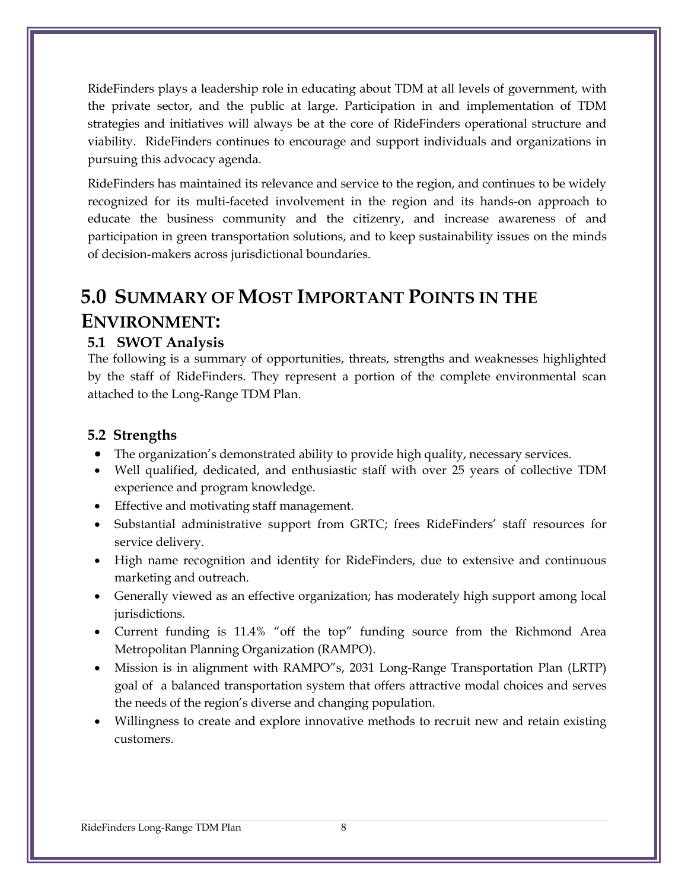RideFinders plays a leadership role in educating about TDM at all levels of government, with the private sector, and the public at large. Participation in and implementation of TDM strategies and initiatives will always be at the core of RideFinders operational structure and viability. RideFinders continues to encourage and support individuals and organizations in pursuing this advocacy agenda.

RideFinders has maintained its relevance and service to the region, and continues to be widely recognized for its multi-faceted involvement in the region and its hands-on approach to educate the business community and the citizenry, and increase awareness of and participation in green transportation solutions, and to keep sustainability issues on the minds of decision-makers across jurisdictional boundaries.

# 5.0 SUMMARY OF MOST IMPORTANT POINTS IN THE ENVIRONMENT:

## 5.1 SWOT Analysis

The following is a summary of opportunities, threats, strengths and weaknesses highlighted by the staff of RideFinders. They represent a portion of the complete environmental scan attached to the Long-Range TDM Plan.

## 5.2 Strengths

- The organization's demonstrated ability to provide high quality, necessary services.
- Well qualified, dedicated, and enthusiastic staff with over 25 years of collective TDM experience and program knowledge.
- Effective and motivating staff management.
- Substantial administrative support from GRTC; frees RideFinders' staff resources for service delivery.
- High name recognition and identity for RideFinders, due to extensive and continuous marketing and outreach.
- Generally viewed as an effective organization; has moderately high support among local jurisdictions.
- Current funding is 11.4% "off the top" funding source from the Richmond Area Metropolitan Planning Organization (RAMPO).
- Mission is in alignment with RAMPO"s, 2031 Long-Range Transportation Plan (LRTP) goal of a balanced transportation system that offers attractive modal choices and serves the needs of the region's diverse and changing population.
- Willingness to create and explore innovative methods to recruit new and retain existing customers.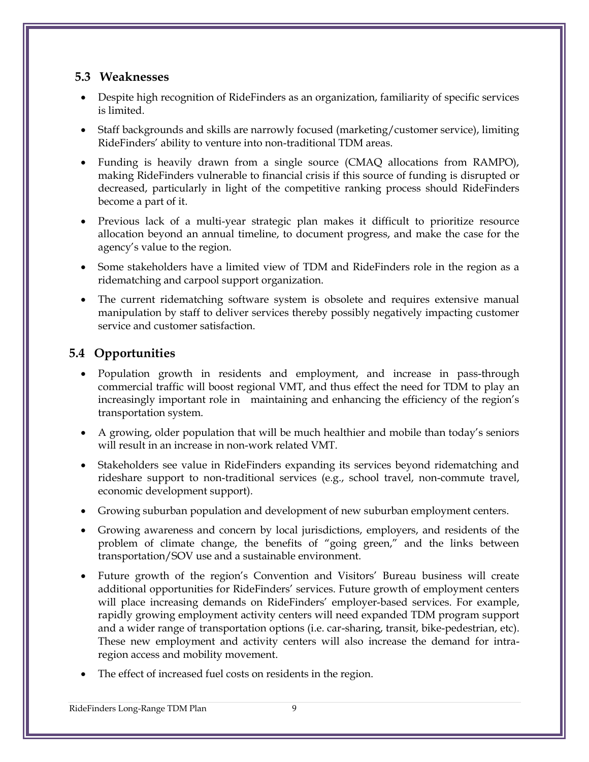## 5.3 Weaknesses

- Despite high recognition of RideFinders as an organization, familiarity of specific services is limited.
- Staff backgrounds and skills are narrowly focused (marketing/customer service), limiting RideFinders' ability to venture into non-traditional TDM areas.
- Funding is heavily drawn from a single source (CMAQ allocations from RAMPO), making RideFinders vulnerable to financial crisis if this source of funding is disrupted or decreased, particularly in light of the competitive ranking process should RideFinders become a part of it.
- Previous lack of a multi-year strategic plan makes it difficult to prioritize resource allocation beyond an annual timeline, to document progress, and make the case for the agency's value to the region.
- Some stakeholders have a limited view of TDM and RideFinders role in the region as a ridematching and carpool support organization.
- The current ridematching software system is obsolete and requires extensive manual manipulation by staff to deliver services thereby possibly negatively impacting customer service and customer satisfaction.

## 5.4 Opportunities

- Population growth in residents and employment, and increase in pass-through commercial traffic will boost regional VMT, and thus effect the need for TDM to play an increasingly important role in maintaining and enhancing the efficiency of the region's transportation system.
- A growing, older population that will be much healthier and mobile than today's seniors will result in an increase in non-work related VMT.
- Stakeholders see value in RideFinders expanding its services beyond ridematching and rideshare support to non-traditional services (e.g., school travel, non-commute travel, economic development support).
- Growing suburban population and development of new suburban employment centers.
- Growing awareness and concern by local jurisdictions, employers, and residents of the problem of climate change, the benefits of "going green," and the links between transportation/SOV use and a sustainable environment.
- Future growth of the region's Convention and Visitors' Bureau business will create additional opportunities for RideFinders' services. Future growth of employment centers will place increasing demands on RideFinders' employer-based services. For example, rapidly growing employment activity centers will need expanded TDM program support and a wider range of transportation options (i.e. car-sharing, transit, bike-pedestrian, etc). These new employment and activity centers will also increase the demand for intra-region access and mobility movement.
- The effect of increased fuel costs on residents in the region.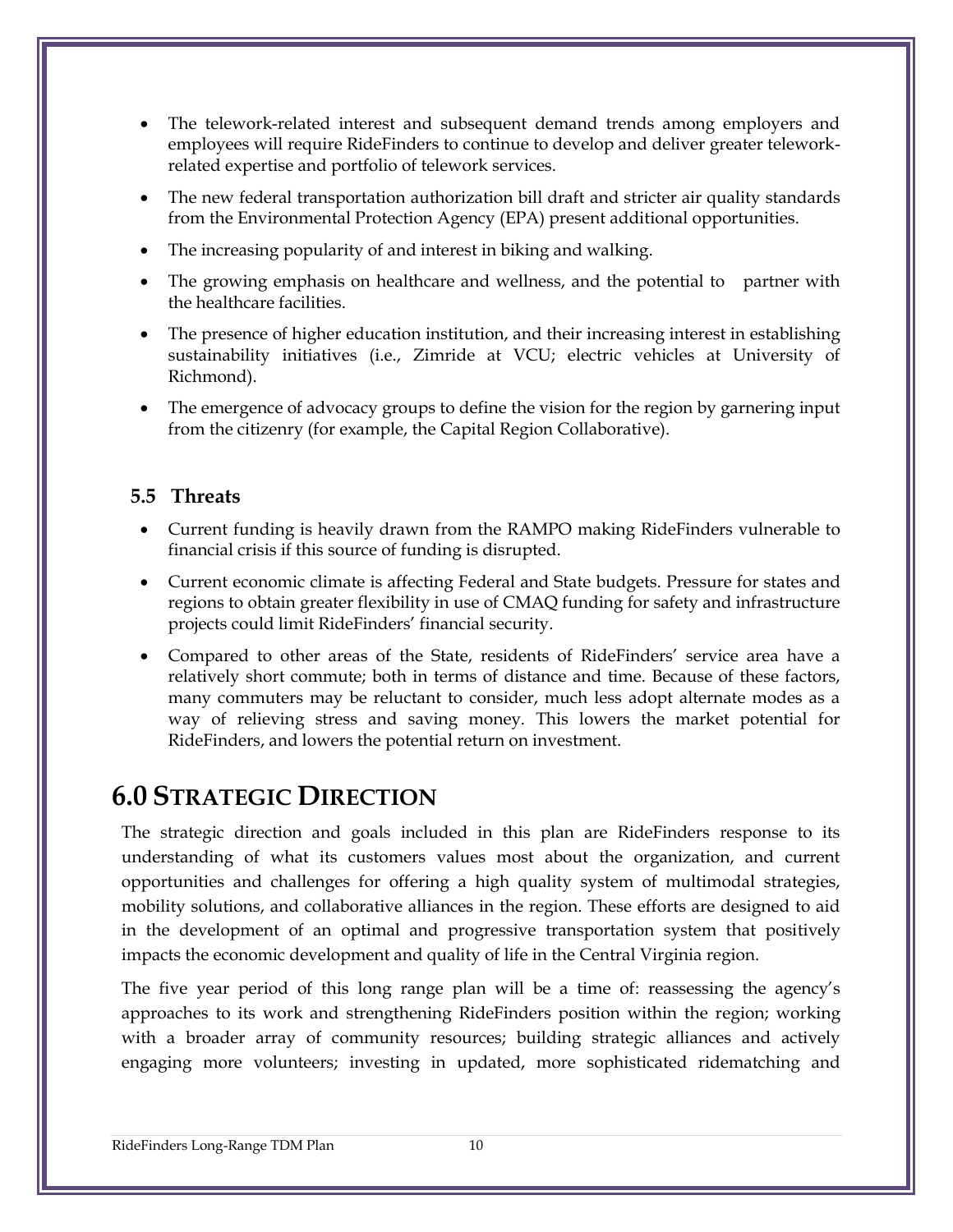- The telework-related interest and subsequent demand trends among employers and employees will require RideFinders to continue to develop and deliver greater telework-related expertise and portfolio of telework services.
- The new federal transportation authorization bill draft and stricter air quality standards from the Environmental Protection Agency (EPA) present additional opportunities.
- The increasing popularity of and interest in biking and walking.
- The growing emphasis on healthcare and wellness, and the potential to partner with the healthcare facilities.
- The presence of higher education institution, and their increasing interest in establishing sustainability initiatives (i.e., Zimride at VCU; electric vehicles at University of Richmond).
- The emergence of advocacy groups to define the vision for the region by garnering input from the citizenry (for example, the Capital Region Collaborative).

### 5.5 Threats

- Current funding is heavily drawn from the RAMPO making RideFinders vulnerable to financial crisis if this source of funding is disrupted.
- Current economic climate is affecting Federal and State budgets. Pressure for states and regions to obtain greater flexibility in use of CMAQ funding for safety and infrastructure projects could limit RideFinders' financial security.
- Compared to other areas of the State, residents of RideFinders' service area have a relatively short commute; both in terms of distance and time. Because of these factors, many commuters may be reluctant to consider, much less adopt alternate modes as a way of relieving stress and saving money. This lowers the market potential for RideFinders, and lowers the potential return on investment.

# 6.0 Strategic Direction

The strategic direction and goals included in this plan are RideFinders response to its understanding of what its customers values most about the organization, and current opportunities and challenges for offering a high quality system of multimodal strategies, mobility solutions, and collaborative alliances in the region. These efforts are designed to aid in the development of an optimal and progressive transportation system that positively impacts the economic development and quality of life in the Central Virginia region.

The five year period of this long range plan will be a time of: reassessing the agency's approaches to its work and strengthening RideFinders position within the region; working with a broader array of community resources; building strategic alliances and actively engaging more volunteers; investing in updated, more sophisticated ridematching and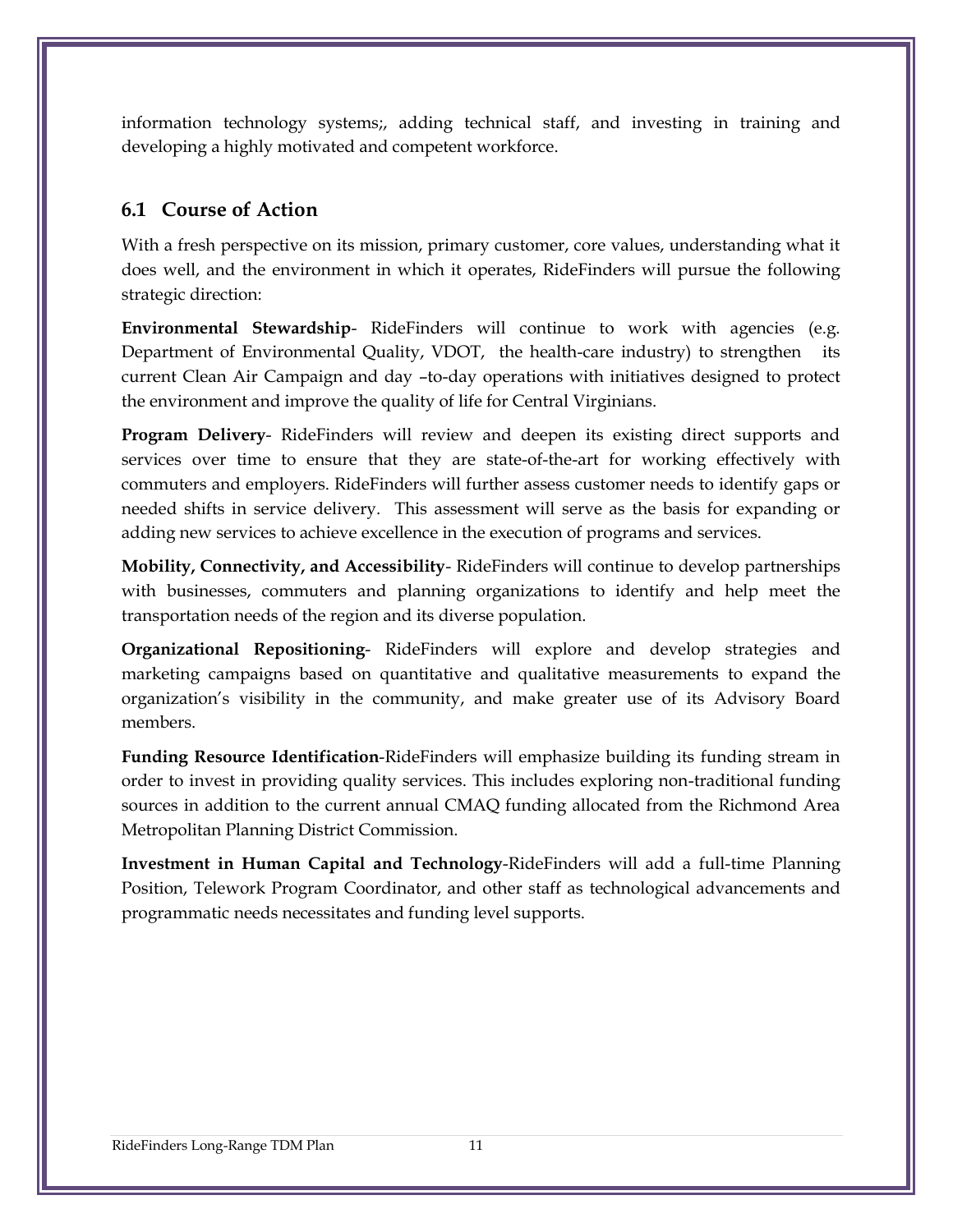information technology systems;, adding technical staff, and investing in training and developing a highly motivated and competent workforce.

## 6.1 Course of Action

With a fresh perspective on its mission, primary customer, core values, understanding what it does well, and the environment in which it operates, RideFinders will pursue the following strategic direction:

**Environmental Stewardship**- RideFinders will continue to work with agencies (e.g. Department of Environmental Quality, VDOT, the health-care industry) to strengthen its current Clean Air Campaign and day –to-day operations with initiatives designed to protect the environment and improve the quality of life for Central Virginians.

**Program Delivery**- RideFinders will review and deepen its existing direct supports and services over time to ensure that they are state-of-the-art for working effectively with commuters and employers. RideFinders will further assess customer needs to identify gaps or needed shifts in service delivery. This assessment will serve as the basis for expanding or adding new services to achieve excellence in the execution of programs and services.

**Mobility, Connectivity, and Accessibility**- RideFinders will continue to develop partnerships with businesses, commuters and planning organizations to identify and help meet the transportation needs of the region and its diverse population.

**Organizational Repositioning**- RideFinders will explore and develop strategies and marketing campaigns based on quantitative and qualitative measurements to expand the organization's visibility in the community, and make greater use of its Advisory Board members.

**Funding Resource Identification**-RideFinders will emphasize building its funding stream in order to invest in providing quality services. This includes exploring non-traditional funding sources in addition to the current annual CMAQ funding allocated from the Richmond Area Metropolitan Planning District Commission.

**Investment in Human Capital and Technology**-RideFinders will add a full-time Planning Position, Telework Program Coordinator, and other staff as technological advancements and programmatic needs necessitates and funding level supports.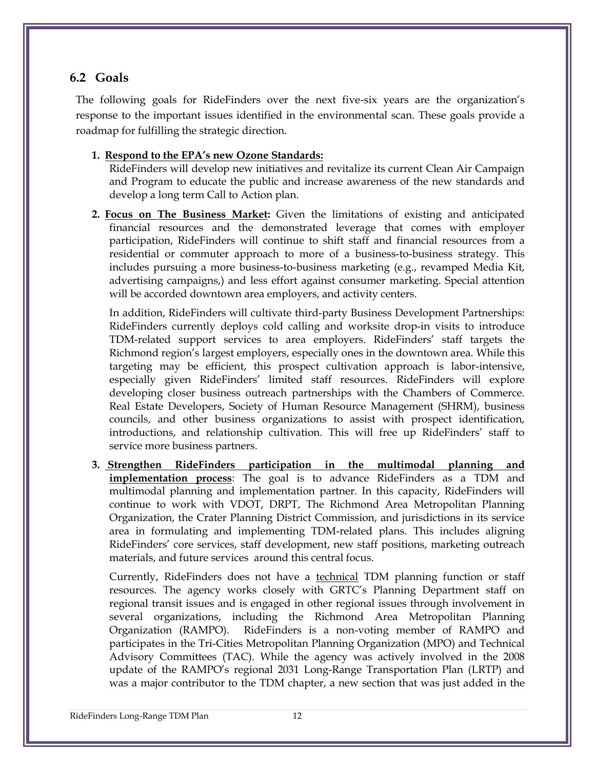## 6.2 Goals

The following goals for RideFinders over the next five-six years are the organization's response to the important issues identified in the environmental scan. These goals provide a roadmap for fulfilling the strategic direction.

1. **Respond to the EPA's new Ozone Standards:**
   RideFinders will develop new initiatives and revitalize its current Clean Air Campaign and Program to educate the public and increase awareness of the new standards and develop a long term Call to Action plan.

2. **Focus on The Business Market:** Given the limitations of existing and anticipated financial resources and the demonstrated leverage that comes with employer participation, RideFinders will continue to shift staff and financial resources from a residential or commuter approach to more of a business-to-business strategy. This includes pursuing a more business-to-business marketing (e.g., revamped Media Kit, advertising campaigns,) and less effort against consumer marketing. Special attention will be accorded downtown area employers, and activity centers.

   In addition, RideFinders will cultivate third-party Business Development Partnerships: RideFinders currently deploys cold calling and worksite drop-in visits to introduce TDM-related support services to area employers. RideFinders' staff targets the Richmond region's largest employers, especially ones in the downtown area. While this targeting may be efficient, this prospect cultivation approach is labor-intensive, especially given RideFinders' limited staff resources. RideFinders will explore developing closer business outreach partnerships with the Chambers of Commerce. Real Estate Developers, Society of Human Resource Management (SHRM), business councils, and other business organizations to assist with prospect identification, introductions, and relationship cultivation. This will free up RideFinders' staff to service more business partners.

3. **Strengthen RideFinders participation in the multimodal planning and implementation process**: The goal is to advance RideFinders as a TDM and multimodal planning and implementation partner. In this capacity, RideFinders will continue to work with VDOT, DRPT, The Richmond Area Metropolitan Planning Organization, the Crater Planning District Commission, and jurisdictions in its service area in formulating and implementing TDM-related plans. This includes aligning RideFinders' core services, staff development, new staff positions, marketing outreach materials, and future services around this central focus.

   Currently, RideFinders does not have a technical TDM planning function or staff resources. The agency works closely with GRTC's Planning Department staff on regional transit issues and is engaged in other regional issues through involvement in several organizations, including the Richmond Area Metropolitan Planning Organization (RAMPO). RideFinders is a non-voting member of RAMPO and participates in the Tri-Cities Metropolitan Planning Organization (MPO) and Technical Advisory Committees (TAC). While the agency was actively involved in the 2008 update of the RAMPO's regional 2031 Long-Range Transportation Plan (LRTP) and was a major contributor to the TDM chapter, a new section that was just added in the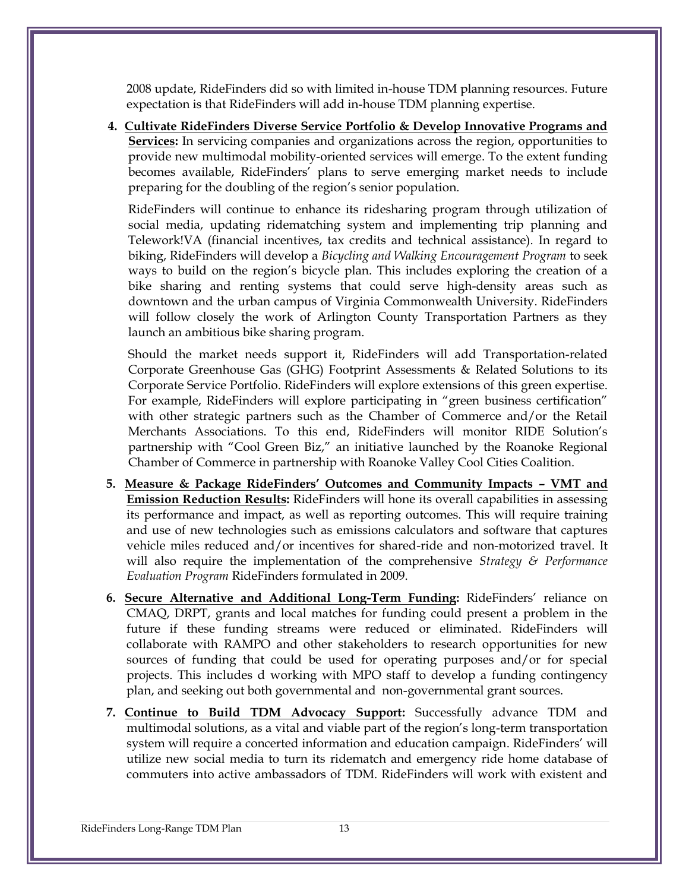2008 update, RideFinders did so with limited in-house TDM planning resources. Future expectation is that RideFinders will add in-house TDM planning expertise.

4. **Cultivate RideFinders Diverse Service Portfolio & Develop Innovative Programs and Services:** In servicing companies and organizations across the region, opportunities to provide new multimodal mobility-oriented services will emerge. To the extent funding becomes available, RideFinders' plans to serve emerging market needs to include preparing for the doubling of the region's senior population.

   RideFinders will continue to enhance its ridesharing program through utilization of social media, updating ridematching system and implementing trip planning and Telework!VA (financial incentives, tax credits and technical assistance). In regard to biking, RideFinders will develop a *Bicycling and Walking Encouragement Program* to seek ways to build on the region's bicycle plan. This includes exploring the creation of a bike sharing and renting systems that could serve high-density areas such as downtown and the urban campus of Virginia Commonwealth University. RideFinders will follow closely the work of Arlington County Transportation Partners as they launch an ambitious bike sharing program.

   Should the market needs support it, RideFinders will add Transportation-related Corporate Greenhouse Gas (GHG) Footprint Assessments & Related Solutions to its Corporate Service Portfolio. RideFinders will explore extensions of this green expertise. For example, RideFinders will explore participating in "green business certification" with other strategic partners such as the Chamber of Commerce and/or the Retail Merchants Associations. To this end, RideFinders will monitor RIDE Solution's partnership with "Cool Green Biz," an initiative launched by the Roanoke Regional Chamber of Commerce in partnership with Roanoke Valley Cool Cities Coalition.

5. **Measure & Package RideFinders' Outcomes and Community Impacts – VMT and Emission Reduction Results:** RideFinders will hone its overall capabilities in assessing its performance and impact, as well as reporting outcomes. This will require training and use of new technologies such as emissions calculators and software that captures vehicle miles reduced and/or incentives for shared-ride and non-motorized travel. It will also require the implementation of the comprehensive *Strategy & Performance Evaluation Program* RideFinders formulated in 2009.

6. **Secure Alternative and Additional Long-Term Funding:** RideFinders' reliance on CMAQ, DRPT, grants and local matches for funding could present a problem in the future if these funding streams were reduced or eliminated. RideFinders will collaborate with RAMPO and other stakeholders to research opportunities for new sources of funding that could be used for operating purposes and/or for special projects. This includes d working with MPO staff to develop a funding contingency plan, and seeking out both governmental and non-governmental grant sources.

7. **Continue to Build TDM Advocacy Support:** Successfully advance TDM and multimodal solutions, as a vital and viable part of the region's long-term transportation system will require a concerted information and education campaign. RideFinders' will utilize new social media to turn its ridematch and emergency ride home database of commuters into active ambassadors of TDM. RideFinders will work with existent and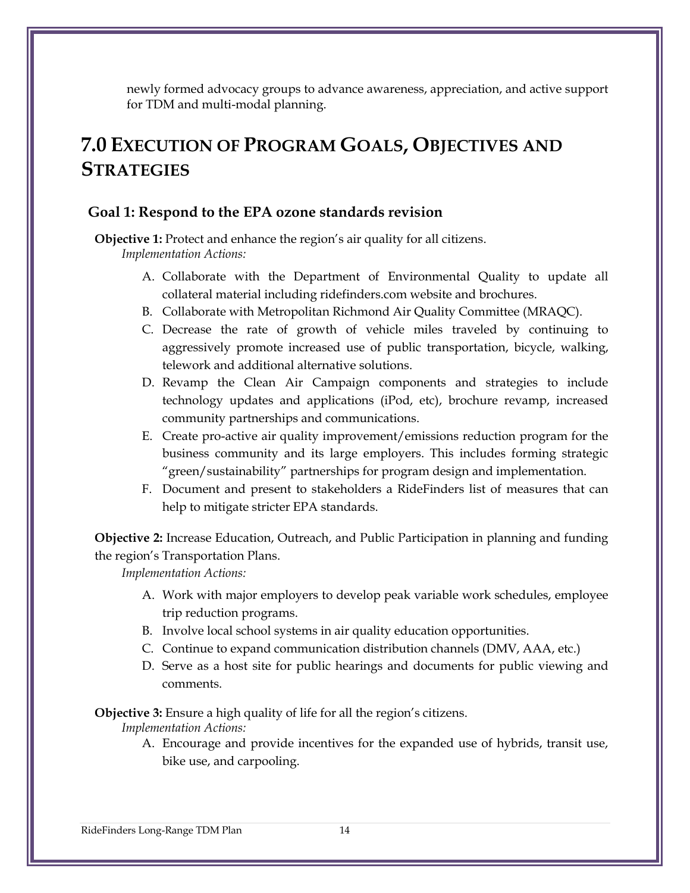newly formed advocacy groups to advance awareness, appreciation, and active support for TDM and multi-modal planning.

# 7.0 Execution of Program Goals, Objectives and Strategies

## Goal 1: Respond to the EPA ozone standards revision

**Objective 1:** Protect and enhance the region's air quality for all citizens.

*Implementation Actions:*

A. Collaborate with the Department of Environmental Quality to update all collateral material including ridefinders.com website and brochures.
B. Collaborate with Metropolitan Richmond Air Quality Committee (MRAQC).
C. Decrease the rate of growth of vehicle miles traveled by continuing to aggressively promote increased use of public transportation, bicycle, walking, telework and additional alternative solutions.
D. Revamp the Clean Air Campaign components and strategies to include technology updates and applications (iPod, etc), brochure revamp, increased community partnerships and communications.
E. Create pro-active air quality improvement/emissions reduction program for the business community and its large employers. This includes forming strategic "green/sustainability" partnerships for program design and implementation.
F. Document and present to stakeholders a RideFinders list of measures that can help to mitigate stricter EPA standards.

**Objective 2:** Increase Education, Outreach, and Public Participation in planning and funding the region's Transportation Plans.

*Implementation Actions:*

A. Work with major employers to develop peak variable work schedules, employee trip reduction programs.
B. Involve local school systems in air quality education opportunities.
C. Continue to expand communication distribution channels (DMV, AAA, etc.)
D. Serve as a host site for public hearings and documents for public viewing and comments.

**Objective 3:** Ensure a high quality of life for all the region's citizens.

*Implementation Actions:*

A. Encourage and provide incentives for the expanded use of hybrids, transit use, bike use, and carpooling.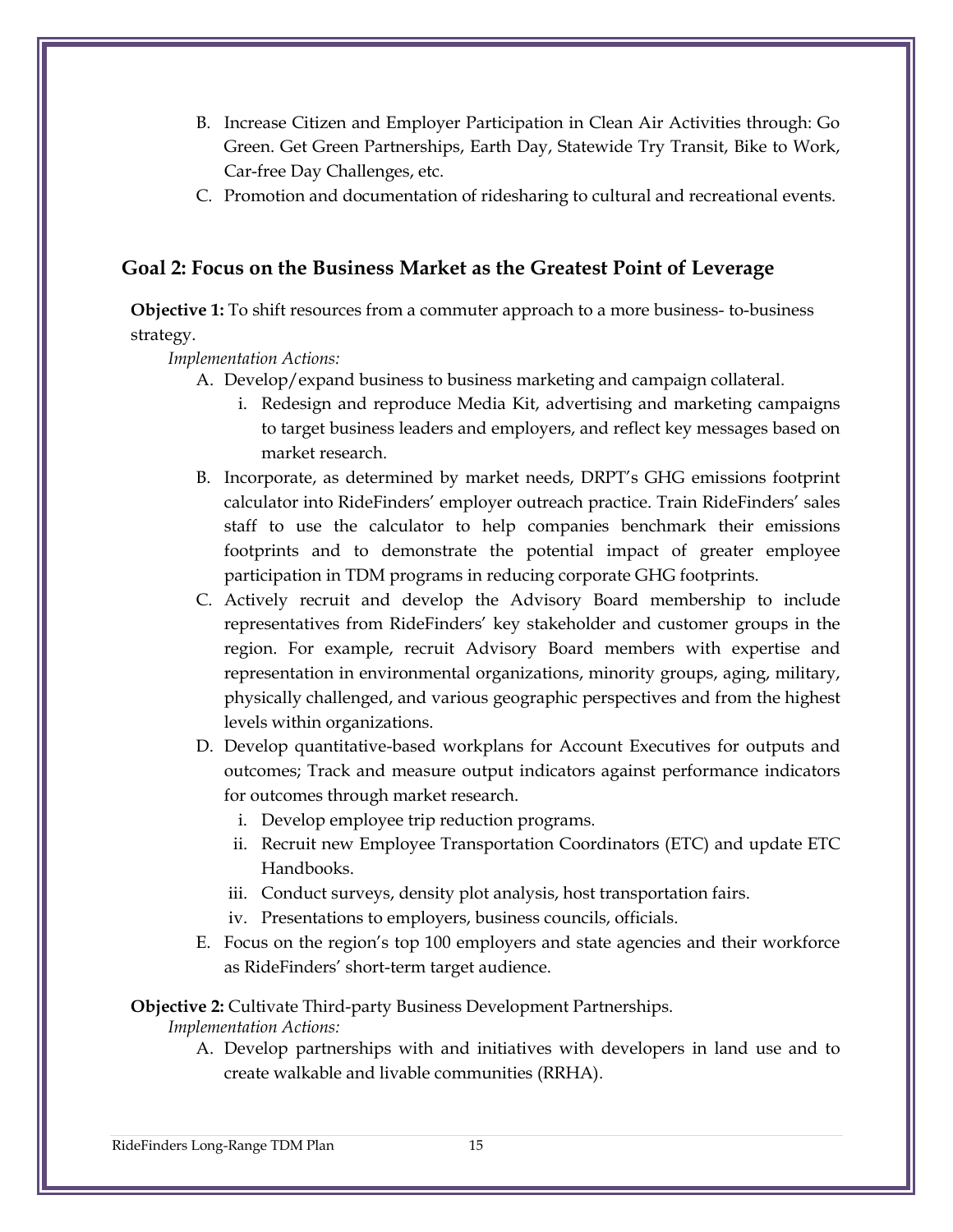B. Increase Citizen and Employer Participation in Clean Air Activities through: Go Green. Get Green Partnerships, Earth Day, Statewide Try Transit, Bike to Work, Car-free Day Challenges, etc.

C. Promotion and documentation of ridesharing to cultural and recreational events.

## Goal 2: Focus on the Business Market as the Greatest Point of Leverage

**Objective 1:** To shift resources from a commuter approach to a more business- to-business strategy.

*Implementation Actions:*

A. Develop/expand business to business marketing and campaign collateral.
   i. Redesign and reproduce Media Kit, advertising and marketing campaigns to target business leaders and employers, and reflect key messages based on market research.

B. Incorporate, as determined by market needs, DRPT's GHG emissions footprint calculator into RideFinders' employer outreach practice. Train RideFinders' sales staff to use the calculator to help companies benchmark their emissions footprints and to demonstrate the potential impact of greater employee participation in TDM programs in reducing corporate GHG footprints.

C. Actively recruit and develop the Advisory Board membership to include representatives from RideFinders' key stakeholder and customer groups in the region. For example, recruit Advisory Board members with expertise and representation in environmental organizations, minority groups, aging, military, physically challenged, and various geographic perspectives and from the highest levels within organizations.

D. Develop quantitative-based workplans for Account Executives for outputs and outcomes; Track and measure output indicators against performance indicators for outcomes through market research.
   i. Develop employee trip reduction programs.
   ii. Recruit new Employee Transportation Coordinators (ETC) and update ETC Handbooks.
   iii. Conduct surveys, density plot analysis, host transportation fairs.
   iv. Presentations to employers, business councils, officials.

E. Focus on the region's top 100 employers and state agencies and their workforce as RideFinders' short-term target audience.

**Objective 2:** Cultivate Third-party Business Development Partnerships.

*Implementation Actions:*

A. Develop partnerships with and initiatives with developers in land use and to create walkable and livable communities (RRHA).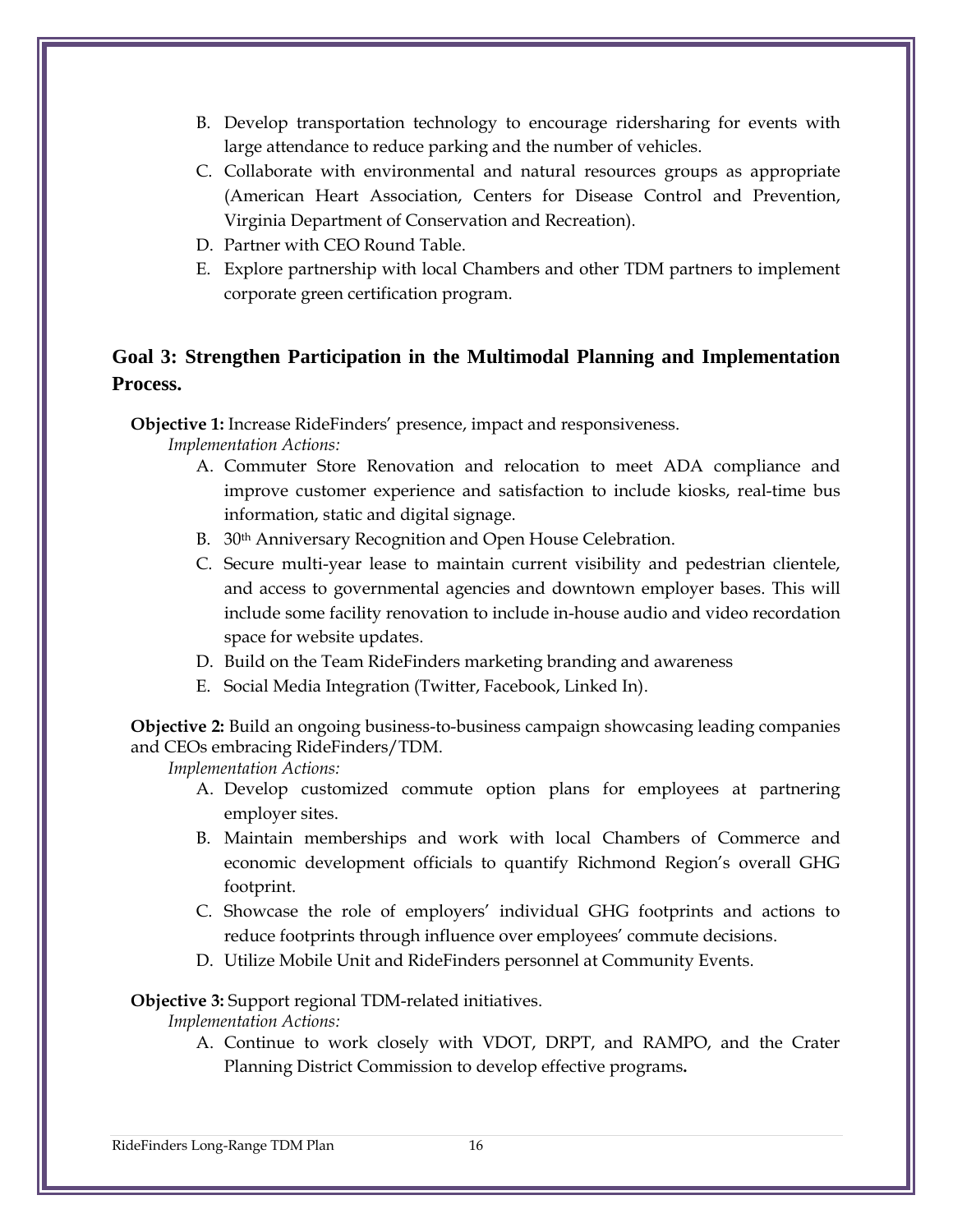B. Develop transportation technology to encourage ridersharing for events with large attendance to reduce parking and the number of vehicles.
C. Collaborate with environmental and natural resources groups as appropriate (American Heart Association, Centers for Disease Control and Prevention, Virginia Department of Conservation and Recreation).
D. Partner with CEO Round Table.
E. Explore partnership with local Chambers and other TDM partners to implement corporate green certification program.

## Goal 3: Strengthen Participation in the Multimodal Planning and Implementation Process.

**Objective 1:** Increase RideFinders' presence, impact and responsiveness.

*Implementation Actions:*

A. Commuter Store Renovation and relocation to meet ADA compliance and improve customer experience and satisfaction to include kiosks, real-time bus information, static and digital signage.
B. 30th Anniversary Recognition and Open House Celebration.
C. Secure multi-year lease to maintain current visibility and pedestrian clientele, and access to governmental agencies and downtown employer bases. This will include some facility renovation to include in-house audio and video recordation space for website updates.
D. Build on the Team RideFinders marketing branding and awareness
E. Social Media Integration (Twitter, Facebook, Linked In).

**Objective 2:** Build an ongoing business-to-business campaign showcasing leading companies and CEOs embracing RideFinders/TDM.

*Implementation Actions:*

A. Develop customized commute option plans for employees at partnering employer sites.
B. Maintain memberships and work with local Chambers of Commerce and economic development officials to quantify Richmond Region's overall GHG footprint.
C. Showcase the role of employers' individual GHG footprints and actions to reduce footprints through influence over employees' commute decisions.
D. Utilize Mobile Unit and RideFinders personnel at Community Events.

**Objective 3:** Support regional TDM-related initiatives.

*Implementation Actions:*

A. Continue to work closely with VDOT, DRPT, and RAMPO, and the Crater Planning District Commission to develop effective programs.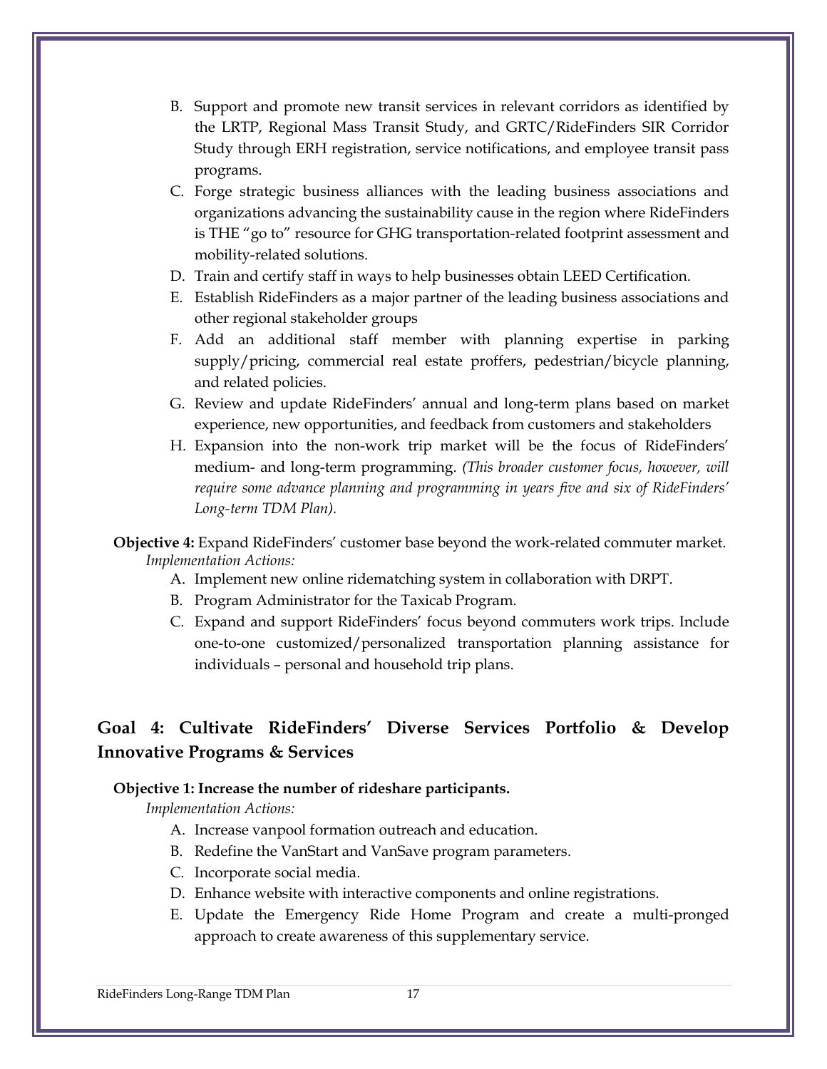B. Support and promote new transit services in relevant corridors as identified by the LRTP, Regional Mass Transit Study, and GRTC/RideFinders SIR Corridor Study through ERH registration, service notifications, and employee transit pass programs.
C. Forge strategic business alliances with the leading business associations and organizations advancing the sustainability cause in the region where RideFinders is THE "go to" resource for GHG transportation-related footprint assessment and mobility-related solutions.
D. Train and certify staff in ways to help businesses obtain LEED Certification.
E. Establish RideFinders as a major partner of the leading business associations and other regional stakeholder groups
F. Add an additional staff member with planning expertise in parking supply/pricing, commercial real estate proffers, pedestrian/bicycle planning, and related policies.
G. Review and update RideFinders' annual and long-term plans based on market experience, new opportunities, and feedback from customers and stakeholders
H. Expansion into the non-work trip market will be the focus of RideFinders' medium- and long-term programming. *(This broader customer focus, however, will require some advance planning and programming in years five and six of RideFinders' Long-term TDM Plan).*

**Objective 4:** Expand RideFinders' customer base beyond the work-related commuter market.
*Implementation Actions:*

A. Implement new online ridematching system in collaboration with DRPT.
B. Program Administrator for the Taxicab Program.
C. Expand and support RideFinders' focus beyond commuters work trips. Include one-to-one customized/personalized transportation planning assistance for individuals – personal and household trip plans.

## Goal 4: Cultivate RideFinders' Diverse Services Portfolio & Develop Innovative Programs & Services

**Objective 1: Increase the number of rideshare participants.**
*Implementation Actions:*

A. Increase vanpool formation outreach and education.
B. Redefine the VanStart and VanSave program parameters.
C. Incorporate social media.
D. Enhance website with interactive components and online registrations.
E. Update the Emergency Ride Home Program and create a multi-pronged approach to create awareness of this supplementary service.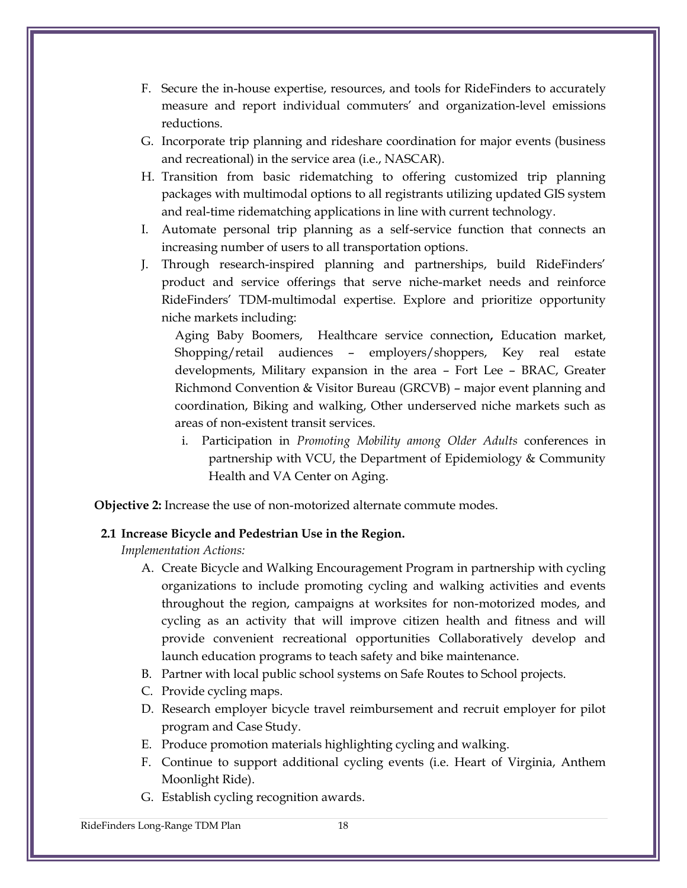F. Secure the in-house expertise, resources, and tools for RideFinders to accurately measure and report individual commuters' and organization-level emissions reductions.

G. Incorporate trip planning and rideshare coordination for major events (business and recreational) in the service area (i.e., NASCAR).

H. Transition from basic ridematching to offering customized trip planning packages with multimodal options to all registrants utilizing updated GIS system and real-time ridematching applications in line with current technology.

I. Automate personal trip planning as a self-service function that connects an increasing number of users to all transportation options.

J. Through research-inspired planning and partnerships, build RideFinders' product and service offerings that serve niche-market needs and reinforce RideFinders' TDM-multimodal expertise. Explore and prioritize opportunity niche markets including:

   Aging Baby Boomers, Healthcare service connection**,** Education market, Shopping/retail audiences – employers/shoppers, Key real estate developments, Military expansion in the area – Fort Lee – BRAC, Greater Richmond Convention & Visitor Bureau (GRCVB) – major event planning and coordination, Biking and walking, Other underserved niche markets such as areas of non-existent transit services.

   i. Participation in *Promoting Mobility among Older Adults* conferences in partnership with VCU, the Department of Epidemiology & Community Health and VA Center on Aging.

**Objective 2:** Increase the use of non-motorized alternate commute modes.

**2.1 Increase Bicycle and Pedestrian Use in the Region.**

*Implementation Actions:*

A. Create Bicycle and Walking Encouragement Program in partnership with cycling organizations to include promoting cycling and walking activities and events throughout the region, campaigns at worksites for non-motorized modes, and cycling as an activity that will improve citizen health and fitness and will provide convenient recreational opportunities Collaboratively develop and launch education programs to teach safety and bike maintenance.

B. Partner with local public school systems on Safe Routes to School projects.

C. Provide cycling maps.

D. Research employer bicycle travel reimbursement and recruit employer for pilot program and Case Study.

E. Produce promotion materials highlighting cycling and walking.

F. Continue to support additional cycling events (i.e. Heart of Virginia, Anthem Moonlight Ride).

G. Establish cycling recognition awards.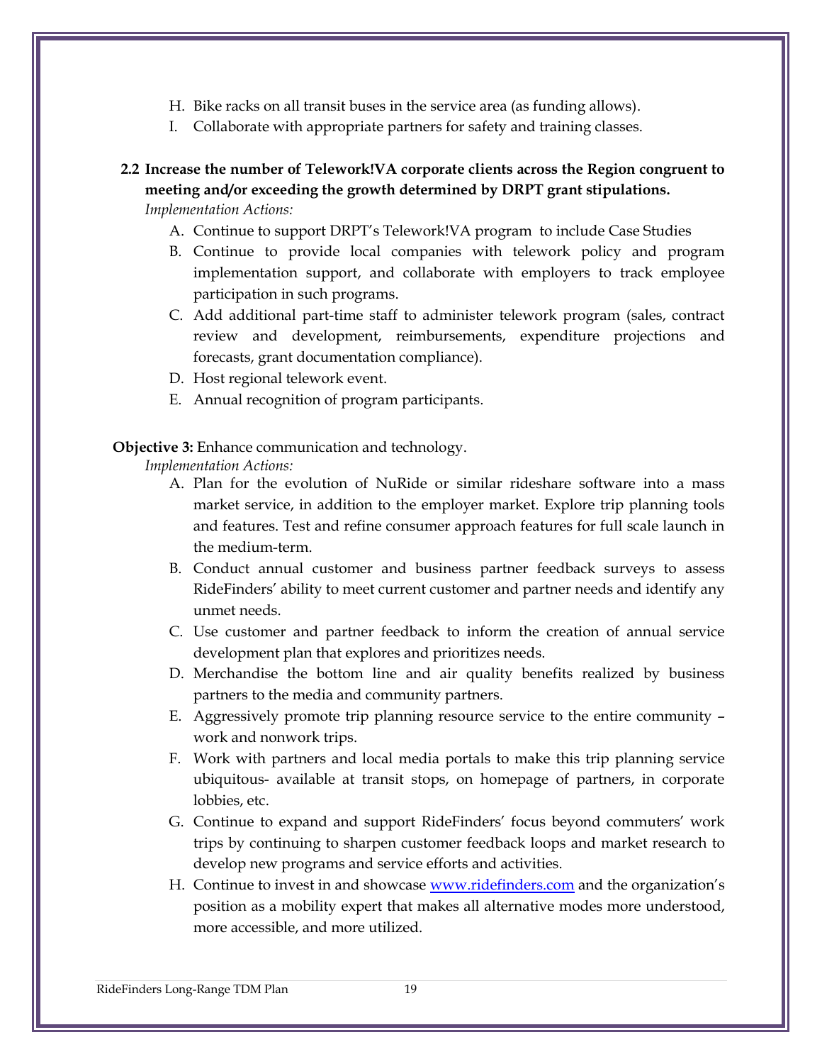H. Bike racks on all transit buses in the service area (as funding allows).
I. Collaborate with appropriate partners for safety and training classes.

**2.2 Increase the number of Telework!VA corporate clients across the Region congruent to meeting and/or exceeding the growth determined by DRPT grant stipulations.**

*Implementation Actions:*

A. Continue to support DRPT's Telework!VA program to include Case Studies
B. Continue to provide local companies with telework policy and program implementation support, and collaborate with employers to track employee participation in such programs.
C. Add additional part-time staff to administer telework program (sales, contract review and development, reimbursements, expenditure projections and forecasts, grant documentation compliance).
D. Host regional telework event.
E. Annual recognition of program participants.

**Objective 3:** Enhance communication and technology.

*Implementation Actions:*

A. Plan for the evolution of NuRide or similar rideshare software into a mass market service, in addition to the employer market. Explore trip planning tools and features. Test and refine consumer approach features for full scale launch in the medium-term.
B. Conduct annual customer and business partner feedback surveys to assess RideFinders' ability to meet current customer and partner needs and identify any unmet needs.
C. Use customer and partner feedback to inform the creation of annual service development plan that explores and prioritizes needs.
D. Merchandise the bottom line and air quality benefits realized by business partners to the media and community partners.
E. Aggressively promote trip planning resource service to the entire community – work and nonwork trips.
F. Work with partners and local media portals to make this trip planning service ubiquitous- available at transit stops, on homepage of partners, in corporate lobbies, etc.
G. Continue to expand and support RideFinders' focus beyond commuters' work trips by continuing to sharpen customer feedback loops and market research to develop new programs and service efforts and activities.
H. Continue to invest in and showcase [www.ridefinders.com](http://www.ridefinders.com) and the organization's position as a mobility expert that makes all alternative modes more understood, more accessible, and more utilized.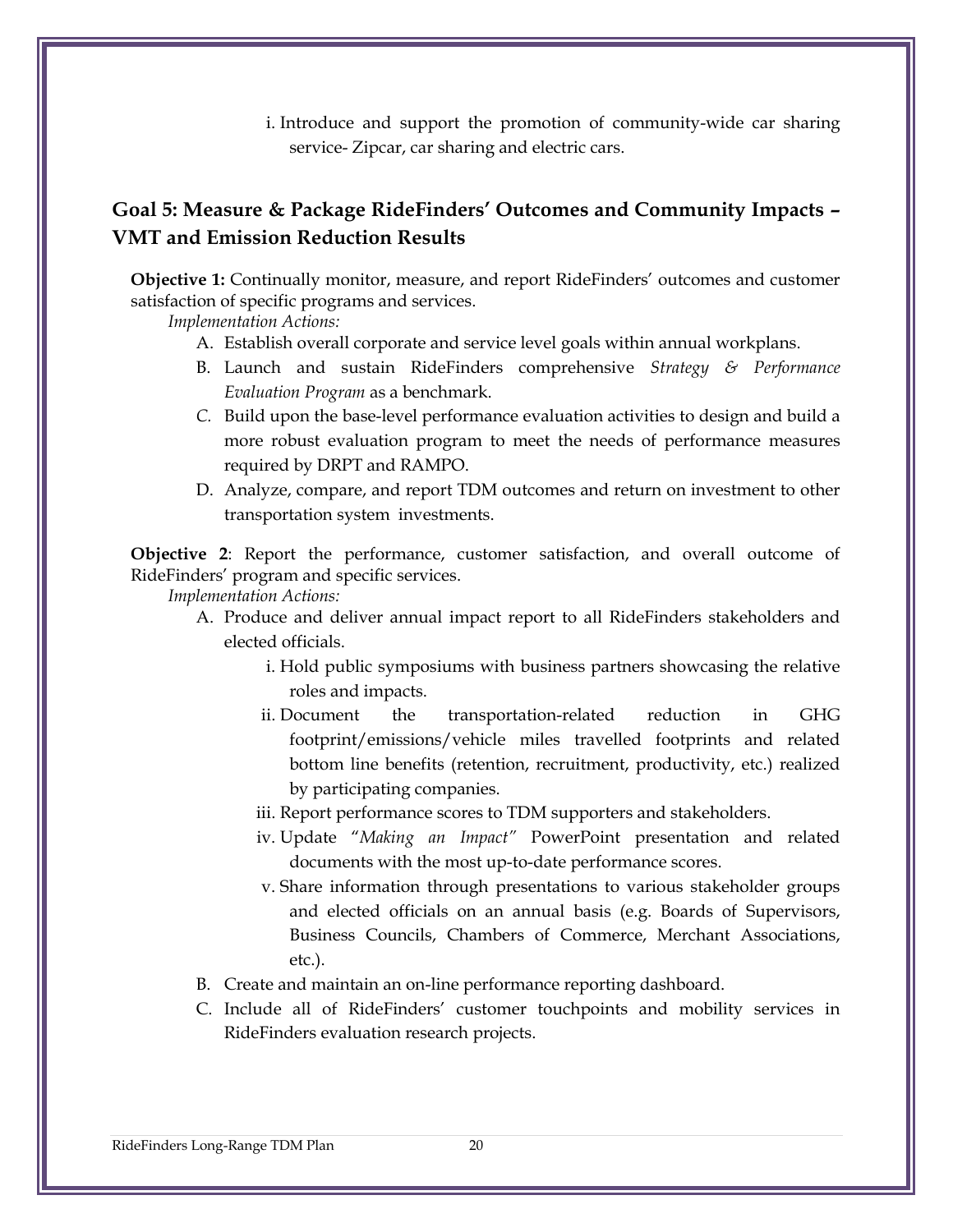i. Introduce and support the promotion of community-wide car sharing service- Zipcar, car sharing and electric cars.

## Goal 5: Measure & Package RideFinders' Outcomes and Community Impacts – VMT and Emission Reduction Results

**Objective 1:** Continually monitor, measure, and report RideFinders' outcomes and customer satisfaction of specific programs and services.

*Implementation Actions:*

A. Establish overall corporate and service level goals within annual workplans.
B. Launch and sustain RideFinders comprehensive *Strategy & Performance Evaluation Program* as a benchmark.
C. Build upon the base-level performance evaluation activities to design and build a more robust evaluation program to meet the needs of performance measures required by DRPT and RAMPO.
D. Analyze, compare, and report TDM outcomes and return on investment to other transportation system investments.

**Objective 2**: Report the performance, customer satisfaction, and overall outcome of RideFinders' program and specific services.

*Implementation Actions:*

A. Produce and deliver annual impact report to all RideFinders stakeholders and elected officials.
   i. Hold public symposiums with business partners showcasing the relative roles and impacts.
   ii. Document the transportation-related reduction in GHG footprint/emissions/vehicle miles travelled footprints and related bottom line benefits (retention, recruitment, productivity, etc.) realized by participating companies.
   iii. Report performance scores to TDM supporters and stakeholders.
   iv. Update "*Making an Impact"* PowerPoint presentation and related documents with the most up-to-date performance scores.
   v. Share information through presentations to various stakeholder groups and elected officials on an annual basis (e.g. Boards of Supervisors, Business Councils, Chambers of Commerce, Merchant Associations, etc.).
B. Create and maintain an on-line performance reporting dashboard.
C. Include all of RideFinders' customer touchpoints and mobility services in RideFinders evaluation research projects.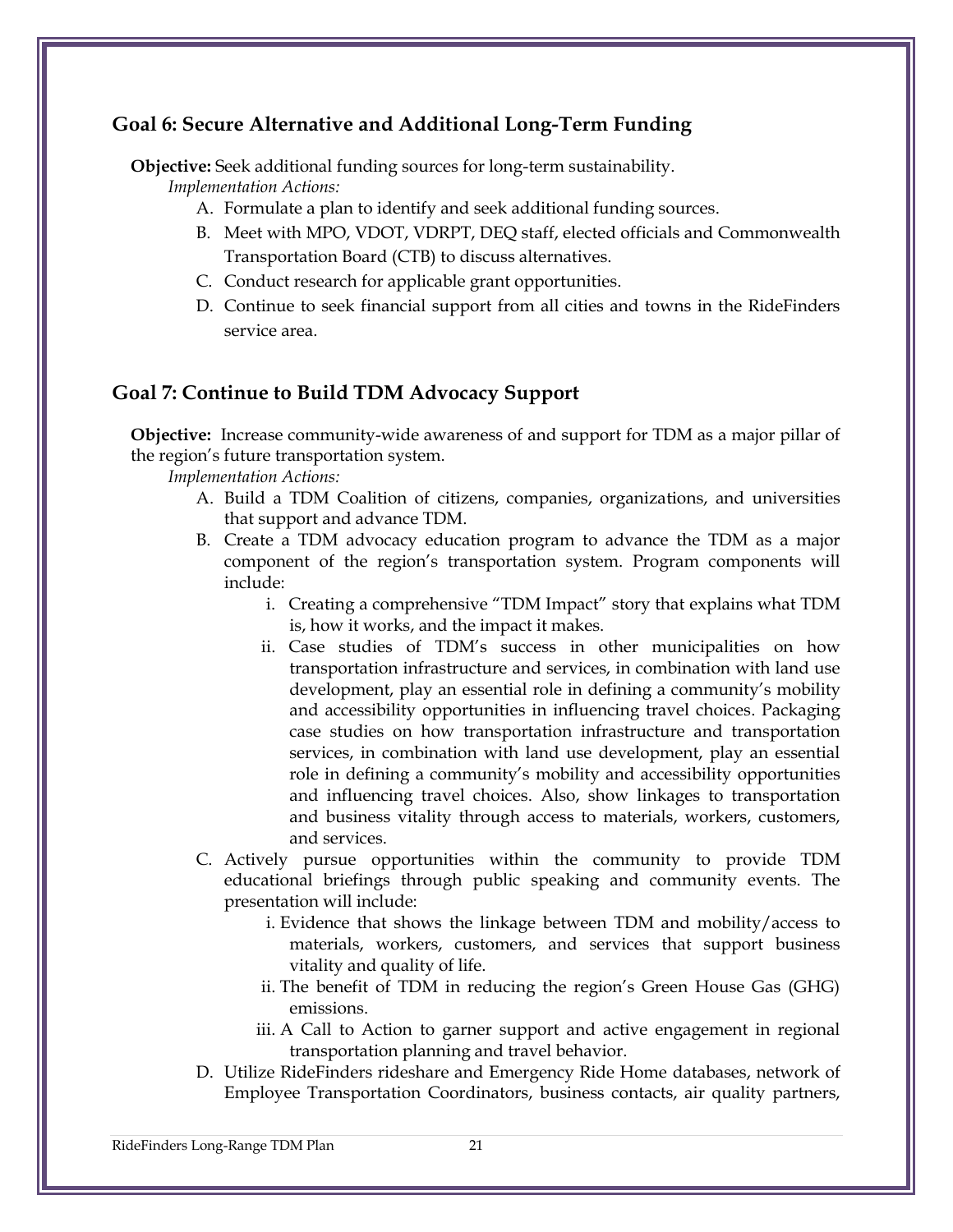## Goal 6: Secure Alternative and Additional Long-Term Funding

**Objective:** Seek additional funding sources for long-term sustainability.

*Implementation Actions:*

A. Formulate a plan to identify and seek additional funding sources.
B. Meet with MPO, VDOT, VDRPT, DEQ staff, elected officials and Commonwealth Transportation Board (CTB) to discuss alternatives.
C. Conduct research for applicable grant opportunities.
D. Continue to seek financial support from all cities and towns in the RideFinders service area.

## Goal 7: Continue to Build TDM Advocacy Support

**Objective:** Increase community-wide awareness of and support for TDM as a major pillar of the region's future transportation system.

*Implementation Actions:*

A. Build a TDM Coalition of citizens, companies, organizations, and universities that support and advance TDM.
B. Create a TDM advocacy education program to advance the TDM as a major component of the region's transportation system. Program components will include:
   i. Creating a comprehensive "TDM Impact" story that explains what TDM is, how it works, and the impact it makes.
   ii. Case studies of TDM's success in other municipalities on how transportation infrastructure and services, in combination with land use development, play an essential role in defining a community's mobility and accessibility opportunities in influencing travel choices. Packaging case studies on how transportation infrastructure and transportation services, in combination with land use development, play an essential role in defining a community's mobility and accessibility opportunities and influencing travel choices. Also, show linkages to transportation and business vitality through access to materials, workers, customers, and services.
C. Actively pursue opportunities within the community to provide TDM educational briefings through public speaking and community events. The presentation will include:
   i. Evidence that shows the linkage between TDM and mobility/access to materials, workers, customers, and services that support business vitality and quality of life.
   ii. The benefit of TDM in reducing the region's Green House Gas (GHG) emissions.
   iii. A Call to Action to garner support and active engagement in regional transportation planning and travel behavior.
D. Utilize RideFinders rideshare and Emergency Ride Home databases, network of Employee Transportation Coordinators, business contacts, air quality partners,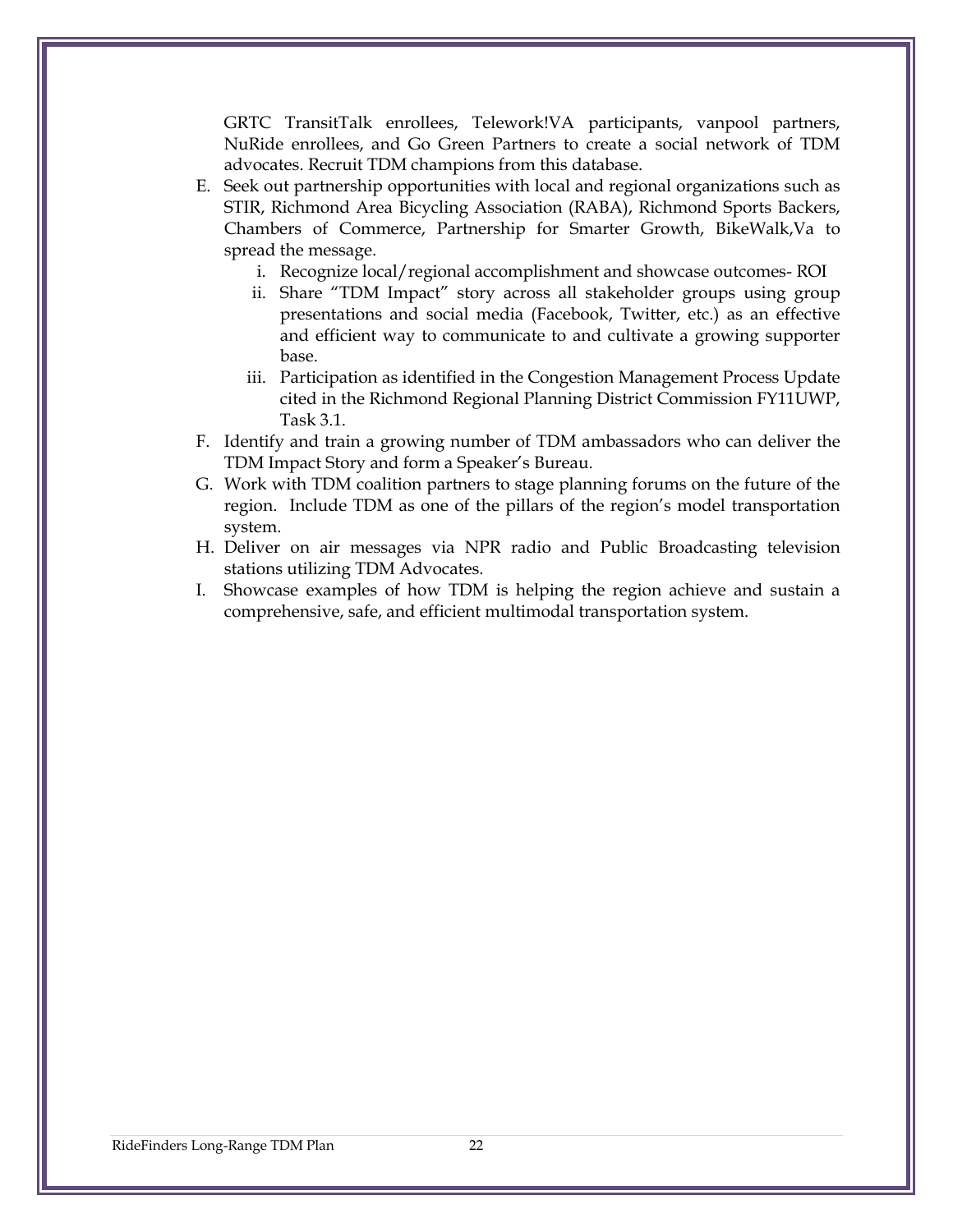GRTC TransitTalk enrollees, Telework!VA participants, vanpool partners, NuRide enrollees, and Go Green Partners to create a social network of TDM advocates. Recruit TDM champions from this database.

E. Seek out partnership opportunities with local and regional organizations such as STIR, Richmond Area Bicycling Association (RABA), Richmond Sports Backers, Chambers of Commerce, Partnership for Smarter Growth, BikeWalk,Va to spread the message.
   i. Recognize local/regional accomplishment and showcase outcomes- ROI
   ii. Share "TDM Impact" story across all stakeholder groups using group presentations and social media (Facebook, Twitter, etc.) as an effective and efficient way to communicate to and cultivate a growing supporter base.
   iii. Participation as identified in the Congestion Management Process Update cited in the Richmond Regional Planning District Commission FY11UWP, Task 3.1.
F. Identify and train a growing number of TDM ambassadors who can deliver the TDM Impact Story and form a Speaker's Bureau.
G. Work with TDM coalition partners to stage planning forums on the future of the region. Include TDM as one of the pillars of the region's model transportation system.
H. Deliver on air messages via NPR radio and Public Broadcasting television stations utilizing TDM Advocates.
I. Showcase examples of how TDM is helping the region achieve and sustain a comprehensive, safe, and efficient multimodal transportation system.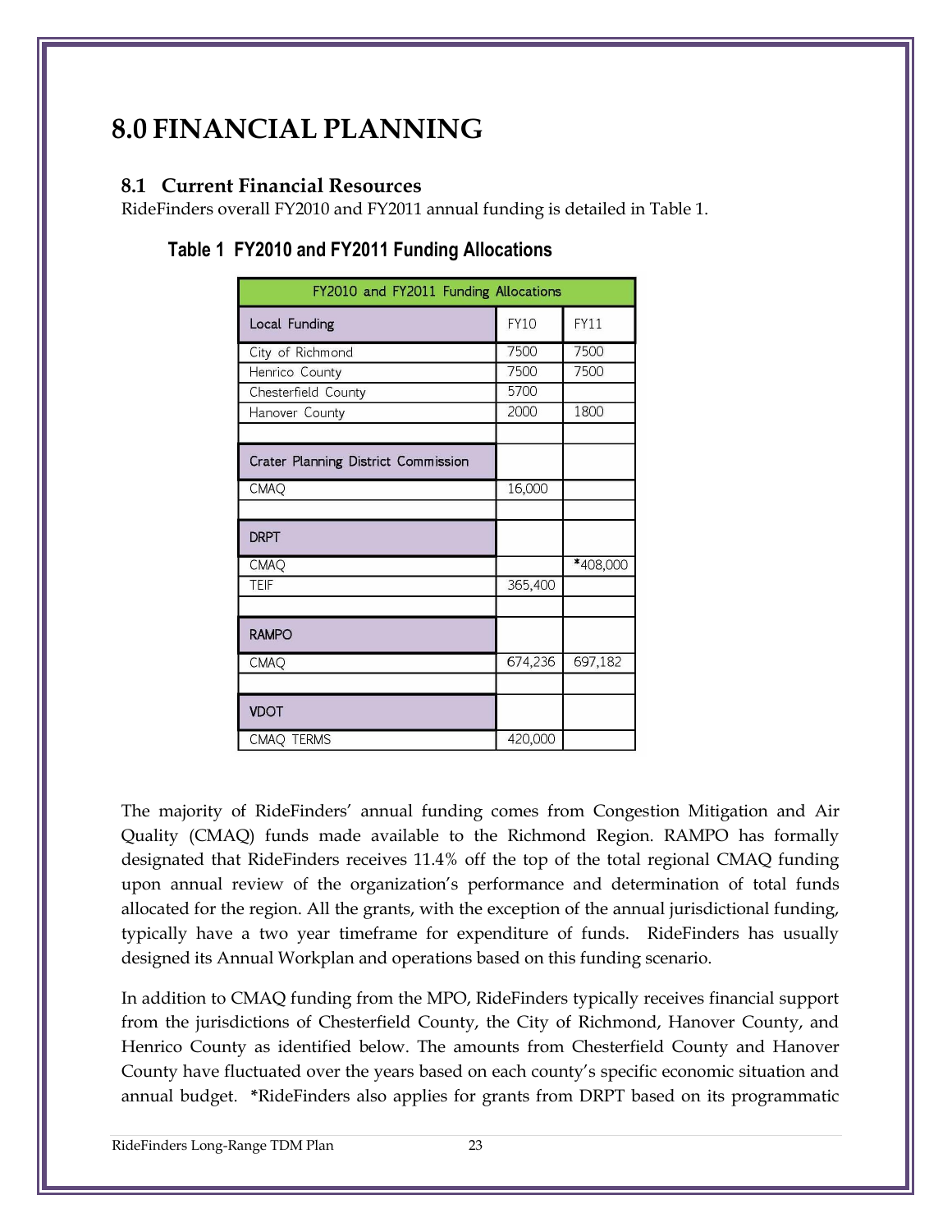# 8.0 FINANCIAL PLANNING

## 8.1 Current Financial Resources

RideFinders overall FY2010 and FY2011 annual funding is detailed in Table 1.

### Table 1 FY2010 and FY2011 Funding Allocations

| FY2010 and FY2011 Funding Allocations | | |
|---|---|---|
| **Local Funding** | FY10 | FY11 |
| City of Richmond | 7500 | 7500 |
| Henrico County | 7500 | 7500 |
| Chesterfield County | 5700 | |
| Hanover County | 2000 | 1800 |
| | | |
| **Crater Planning District Commission** | | |
| CMAQ | 16,000 | |
| | | |
| **DRPT** | | |
| CMAQ | | *408,000 |
| TEIF | 365,400 | |
| | | |
| **RAMPO** | | |
| CMAQ | 674,236 | 697,182 |
| | | |
| **VDOT** | | |
| CMAQ TERMS | 420,000 | |

The majority of RideFinders' annual funding comes from Congestion Mitigation and Air Quality (CMAQ) funds made available to the Richmond Region. RAMPO has formally designated that RideFinders receives 11.4% off the top of the total regional CMAQ funding upon annual review of the organization's performance and determination of total funds allocated for the region. All the grants, with the exception of the annual jurisdictional funding, typically have a two year timeframe for expenditure of funds. RideFinders has usually designed its Annual Workplan and operations based on this funding scenario.

In addition to CMAQ funding from the MPO, RideFinders typically receives financial support from the jurisdictions of Chesterfield County, the City of Richmond, Hanover County, and Henrico County as identified below. The amounts from Chesterfield County and Hanover County have fluctuated over the years based on each county's specific economic situation and annual budget. *RideFinders also applies for grants from DRPT based on its programmatic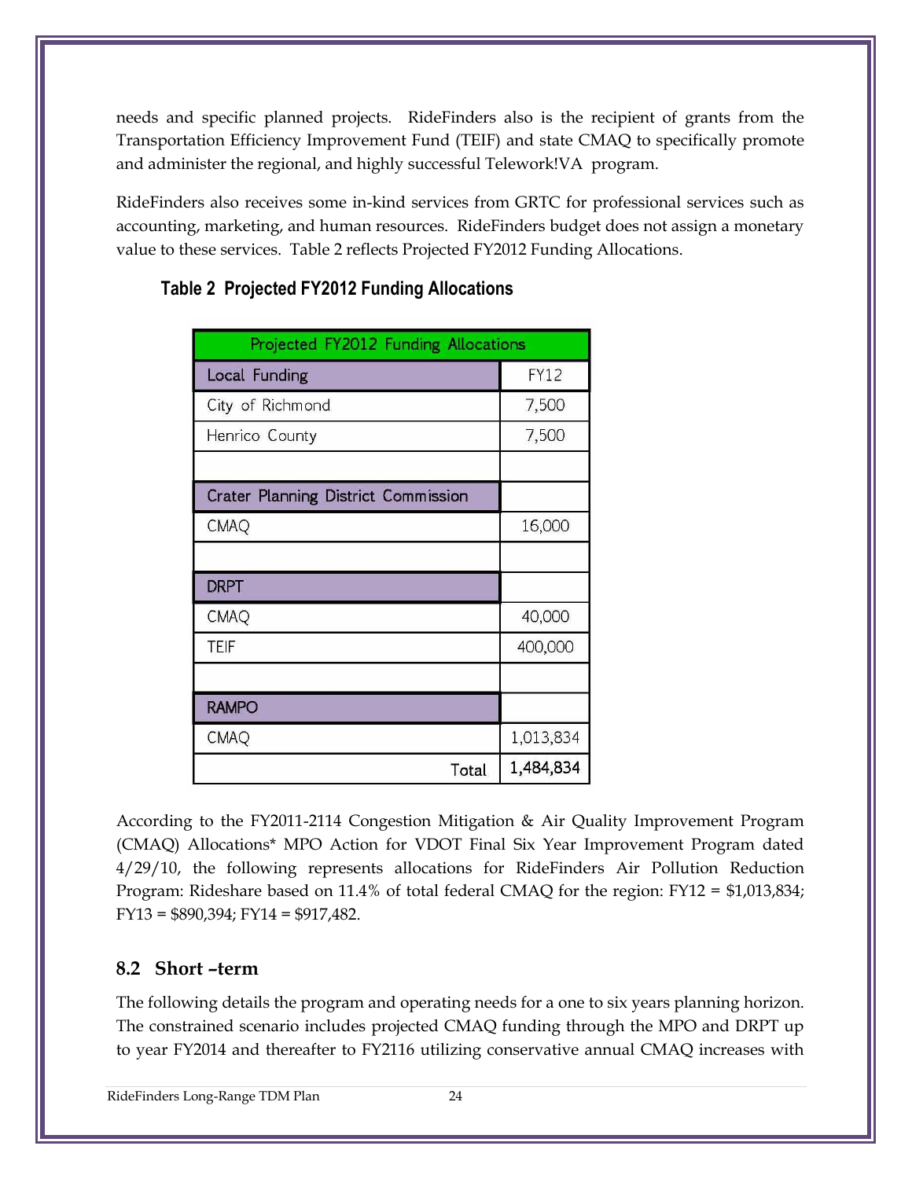needs and specific planned projects. RideFinders also is the recipient of grants from the Transportation Efficiency Improvement Fund (TEIF) and state CMAQ to specifically promote and administer the regional, and highly successful Telework!VA program.

RideFinders also receives some in-kind services from GRTC for professional services such as accounting, marketing, and human resources. RideFinders budget does not assign a monetary value to these services. Table 2 reflects Projected FY2012 Funding Allocations.

**Table 2 Projected FY2012 Funding Allocations**

| Projected FY2012 Funding Allocations | |
|---|---|
| **Local Funding** | FY12 |
| City of Richmond | 7,500 |
| Henrico County | 7,500 |
| | |
| **Crater Planning District Commission** | |
| CMAQ | 16,000 |
| | |
| **DRPT** | |
| CMAQ | 40,000 |
| TEIF | 400,000 |
| | |
| **RAMPO** | |
| CMAQ | 1,013,834 |
| Total | **1,484,834** |

According to the FY2011-2114 Congestion Mitigation & Air Quality Improvement Program (CMAQ) Allocations* MPO Action for VDOT Final Six Year Improvement Program dated 4/29/10, the following represents allocations for RideFinders Air Pollution Reduction Program: Rideshare based on 11.4% of total federal CMAQ for the region: FY12 = $1,013,834; FY13 = $890,394; FY14 = $917,482.

### 8.2 Short –term

The following details the program and operating needs for a one to six years planning horizon. The constrained scenario includes projected CMAQ funding through the MPO and DRPT up to year FY2014 and thereafter to FY2116 utilizing conservative annual CMAQ increases with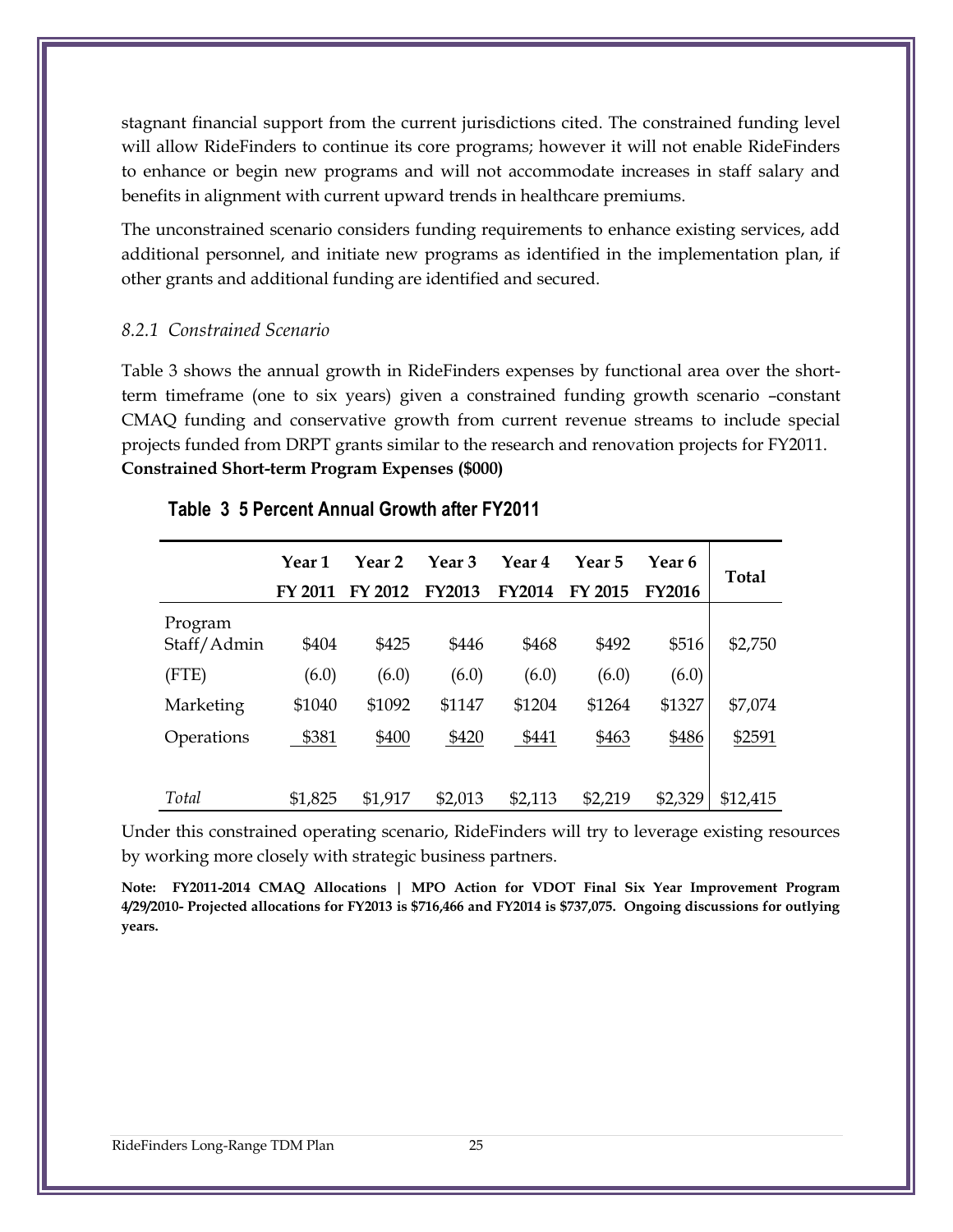stagnant financial support from the current jurisdictions cited. The constrained funding level will allow RideFinders to continue its core programs; however it will not enable RideFinders to enhance or begin new programs and will not accommodate increases in staff salary and benefits in alignment with current upward trends in healthcare premiums.

The unconstrained scenario considers funding requirements to enhance existing services, add additional personnel, and initiate new programs as identified in the implementation plan, if other grants and additional funding are identified and secured.

### *8.2.1 Constrained Scenario*

Table 3 shows the annual growth in RideFinders expenses by functional area over the short-term timeframe (one to six years) given a constrained funding growth scenario –constant CMAQ funding and conservative growth from current revenue streams to include special projects funded from DRPT grants similar to the research and renovation projects for FY2011.

**Constrained Short-term Program Expenses ($000)**

**Table 3 5 Percent Annual Growth after FY2011**

| | Year 1 FY 2011 | Year 2 FY 2012 | Year 3 FY2013 | Year 4 FY2014 | Year 5 FY 2015 | Year 6 FY2016 | Total |
|---|---|---|---|---|---|---|---|
| Program Staff/Admin | $404 | $425 | $446 | $468 | $492 | $516 | $2,750 |
| (FTE) | (6.0) | (6.0) | (6.0) | (6.0) | (6.0) | (6.0) | |
| Marketing | $1040 | $1092 | $1147 | $1204 | $1264 | $1327 | $7,074 |
| Operations | $381 | $400 | $420 | $441 | $463 | $486 | $2591 |
| *Total* | $1,825 | $1,917 | $2,013 | $2,113 | $2,219 | $2,329 | $12,415 |

Under this constrained operating scenario, RideFinders will try to leverage existing resources by working more closely with strategic business partners.

**Note: FY2011-2014 CMAQ Allocations | MPO Action for VDOT Final Six Year Improvement Program 4/29/2010- Projected allocations for FY2013 is $716,466 and FY2014 is $737,075. Ongoing discussions for outlying years.**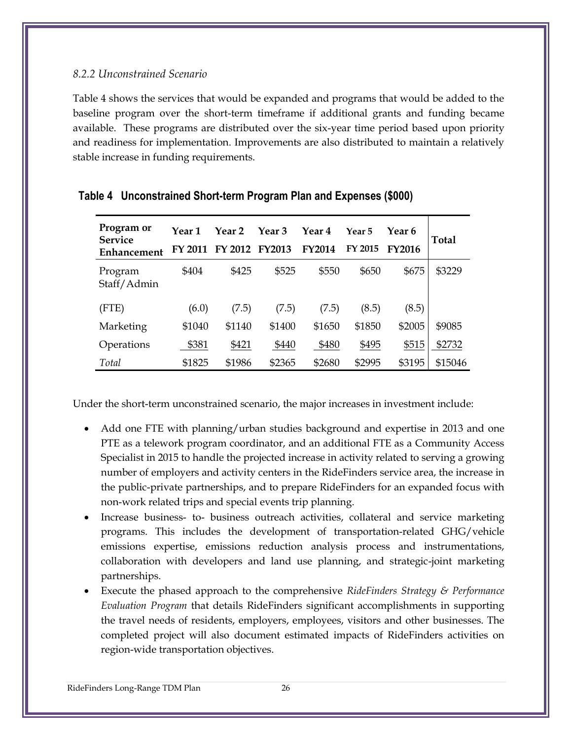### *8.2.2 Unconstrained Scenario*

Table 4 shows the services that would be expanded and programs that would be added to the baseline program over the short-term timeframe if additional grants and funding became available. These programs are distributed over the six-year time period based upon priority and readiness for implementation. Improvements are also distributed to maintain a relatively stable increase in funding requirements.

**Table 4 Unconstrained Short-term Program Plan and Expenses ($000)**

| Program or Service Enhancement | Year 1 FY 2011 | Year 2 FY 2012 | Year 3 FY2013 | Year 4 FY2014 | Year 5 FY 2015 | Year 6 FY2016 | Total |
|---|---|---|---|---|---|---|---|
| Program Staff/Admin | $404 | $425 | $525 | $550 | $650 | $675 | $3229 |
| (FTE) | (6.0) | (7.5) | (7.5) | (7.5) | (8.5) | (8.5) | |
| Marketing | $1040 | $1140 | $1400 | $1650 | $1850 | $2005 | $9085 |
| Operations | $381 | $421 | $440 | $480 | $495 | $515 | $2732 |
| *Total* | $1825 | $1986 | $2365 | $2680 | $2995 | $3195 | $15046 |

Under the short-term unconstrained scenario, the major increases in investment include:

- Add one FTE with planning/urban studies background and expertise in 2013 and one PTE as a telework program coordinator, and an additional FTE as a Community Access Specialist in 2015 to handle the projected increase in activity related to serving a growing number of employers and activity centers in the RideFinders service area, the increase in the public-private partnerships, and to prepare RideFinders for an expanded focus with non-work related trips and special events trip planning.
- Increase business- to- business outreach activities, collateral and service marketing programs. This includes the development of transportation-related GHG/vehicle emissions expertise, emissions reduction analysis process and instrumentations, collaboration with developers and land use planning, and strategic-joint marketing partnerships.
- Execute the phased approach to the comprehensive *RideFinders Strategy & Performance Evaluation Program* that details RideFinders significant accomplishments in supporting the travel needs of residents, employers, employees, visitors and other businesses. The completed project will also document estimated impacts of RideFinders activities on region-wide transportation objectives.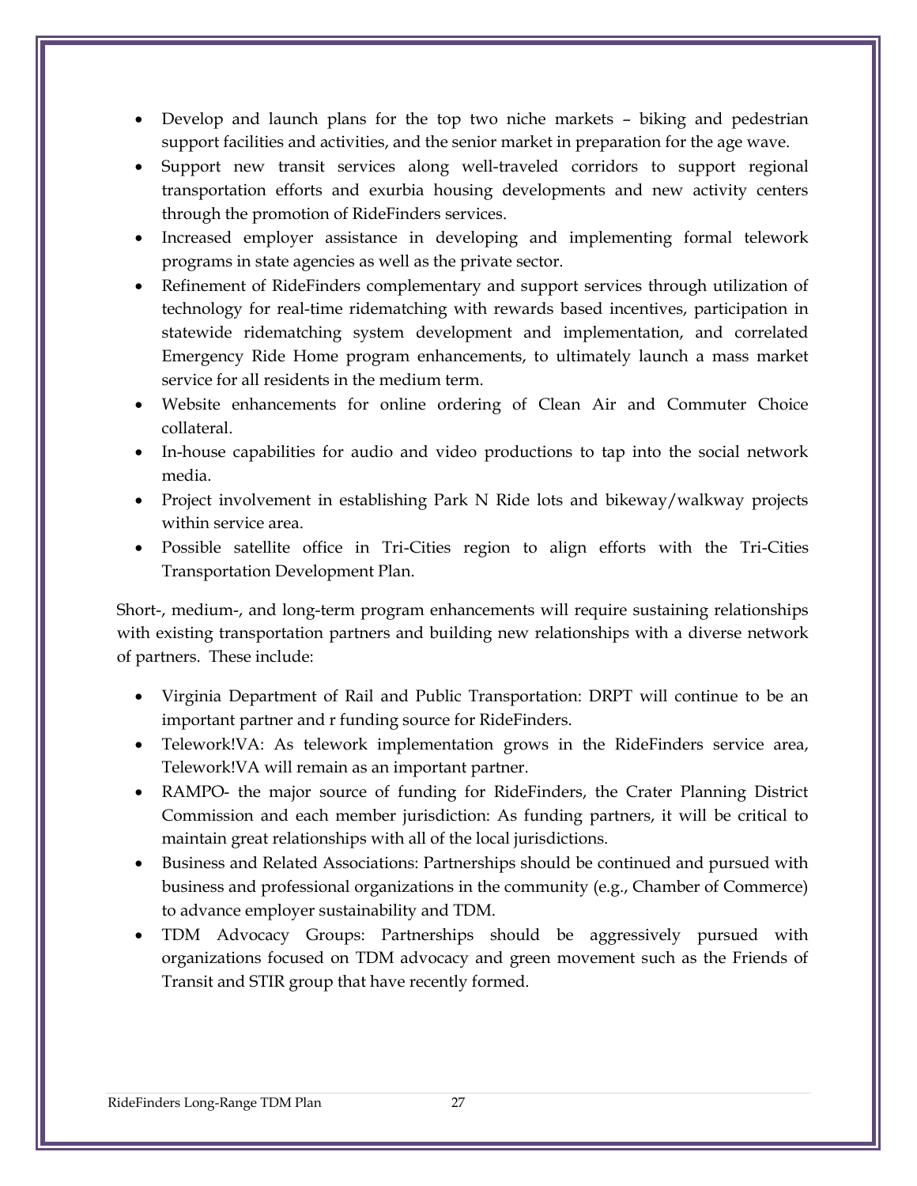- Develop and launch plans for the top two niche markets – biking and pedestrian support facilities and activities, and the senior market in preparation for the age wave.
- Support new transit services along well-traveled corridors to support regional transportation efforts and exurbia housing developments and new activity centers through the promotion of RideFinders services.
- Increased employer assistance in developing and implementing formal telework programs in state agencies as well as the private sector.
- Refinement of RideFinders complementary and support services through utilization of technology for real-time ridematching with rewards based incentives, participation in statewide ridematching system development and implementation, and correlated Emergency Ride Home program enhancements, to ultimately launch a mass market service for all residents in the medium term.
- Website enhancements for online ordering of Clean Air and Commuter Choice collateral.
- In-house capabilities for audio and video productions to tap into the social network media.
- Project involvement in establishing Park N Ride lots and bikeway/walkway projects within service area.
- Possible satellite office in Tri-Cities region to align efforts with the Tri-Cities Transportation Development Plan.

Short-, medium-, and long-term program enhancements will require sustaining relationships with existing transportation partners and building new relationships with a diverse network of partners. These include:

- Virginia Department of Rail and Public Transportation: DRPT will continue to be an important partner and r funding source for RideFinders.
- Telework!VA: As telework implementation grows in the RideFinders service area, Telework!VA will remain as an important partner.
- RAMPO- the major source of funding for RideFinders, the Crater Planning District Commission and each member jurisdiction: As funding partners, it will be critical to maintain great relationships with all of the local jurisdictions.
- Business and Related Associations: Partnerships should be continued and pursued with business and professional organizations in the community (e.g., Chamber of Commerce) to advance employer sustainability and TDM.
- TDM Advocacy Groups: Partnerships should be aggressively pursued with organizations focused on TDM advocacy and green movement such as the Friends of Transit and STIR group that have recently formed.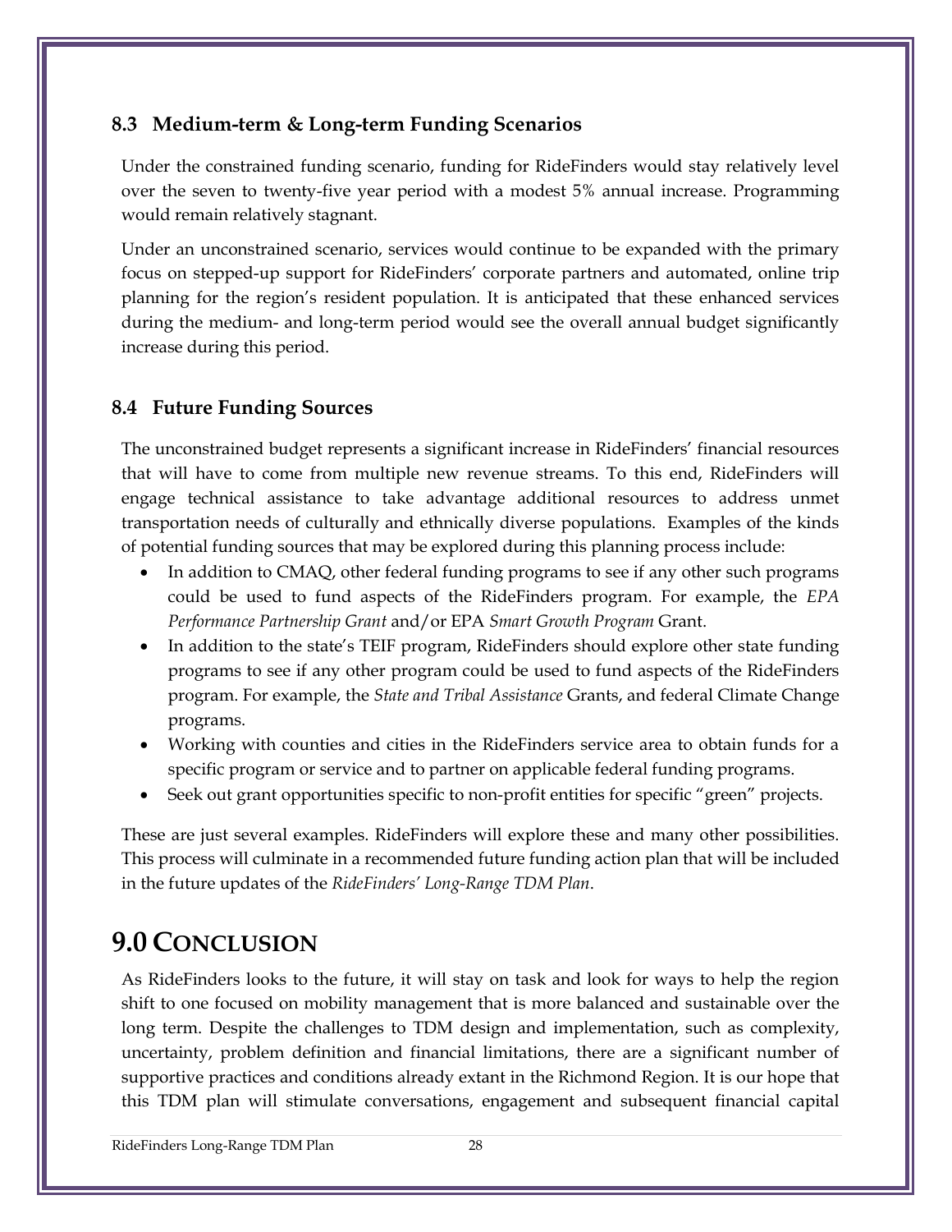## 8.3 Medium-term & Long-term Funding Scenarios

Under the constrained funding scenario, funding for RideFinders would stay relatively level over the seven to twenty-five year period with a modest 5% annual increase. Programming would remain relatively stagnant.

Under an unconstrained scenario, services would continue to be expanded with the primary focus on stepped-up support for RideFinders' corporate partners and automated, online trip planning for the region's resident population. It is anticipated that these enhanced services during the medium- and long-term period would see the overall annual budget significantly increase during this period.

## 8.4 Future Funding Sources

The unconstrained budget represents a significant increase in RideFinders' financial resources that will have to come from multiple new revenue streams. To this end, RideFinders will engage technical assistance to take advantage additional resources to address unmet transportation needs of culturally and ethnically diverse populations. Examples of the kinds of potential funding sources that may be explored during this planning process include:

- In addition to CMAQ, other federal funding programs to see if any other such programs could be used to fund aspects of the RideFinders program. For example, the *EPA Performance Partnership Grant* and/or EPA *Smart Growth Program* Grant.
- In addition to the state's TEIF program, RideFinders should explore other state funding programs to see if any other program could be used to fund aspects of the RideFinders program. For example, the *State and Tribal Assistance* Grants, and federal Climate Change programs.
- Working with counties and cities in the RideFinders service area to obtain funds for a specific program or service and to partner on applicable federal funding programs.
- Seek out grant opportunities specific to non-profit entities for specific "green" projects.

These are just several examples. RideFinders will explore these and many other possibilities. This process will culminate in a recommended future funding action plan that will be included in the future updates of the *RideFinders' Long-Range TDM Plan*.

# 9.0 Conclusion

As RideFinders looks to the future, it will stay on task and look for ways to help the region shift to one focused on mobility management that is more balanced and sustainable over the long term. Despite the challenges to TDM design and implementation, such as complexity, uncertainty, problem definition and financial limitations, there are a significant number of supportive practices and conditions already extant in the Richmond Region. It is our hope that this TDM plan will stimulate conversations, engagement and subsequent financial capital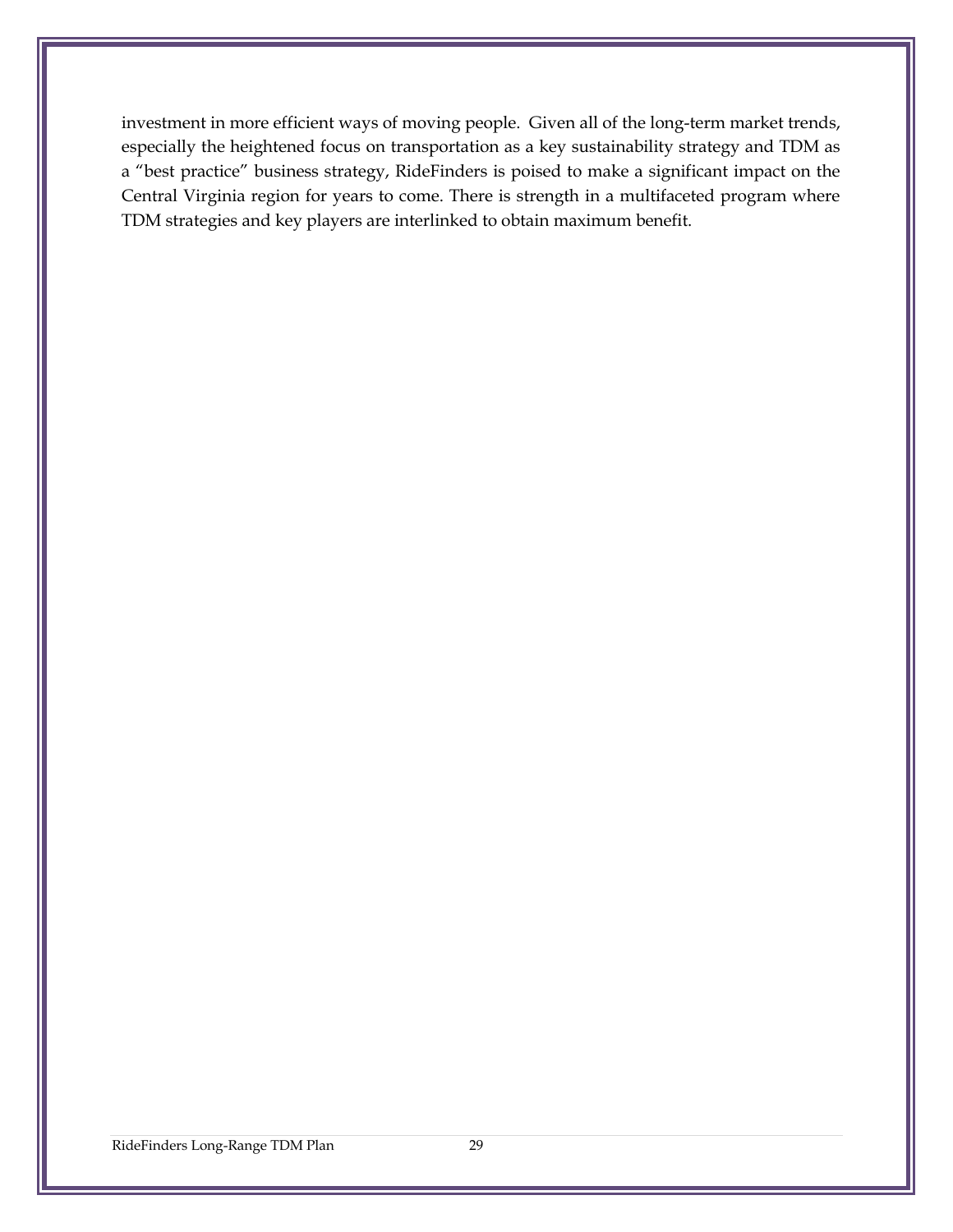investment in more efficient ways of moving people. Given all of the long-term market trends, especially the heightened focus on transportation as a key sustainability strategy and TDM as a "best practice" business strategy, RideFinders is poised to make a significant impact on the Central Virginia region for years to come. There is strength in a multifaceted program where TDM strategies and key players are interlinked to obtain maximum benefit.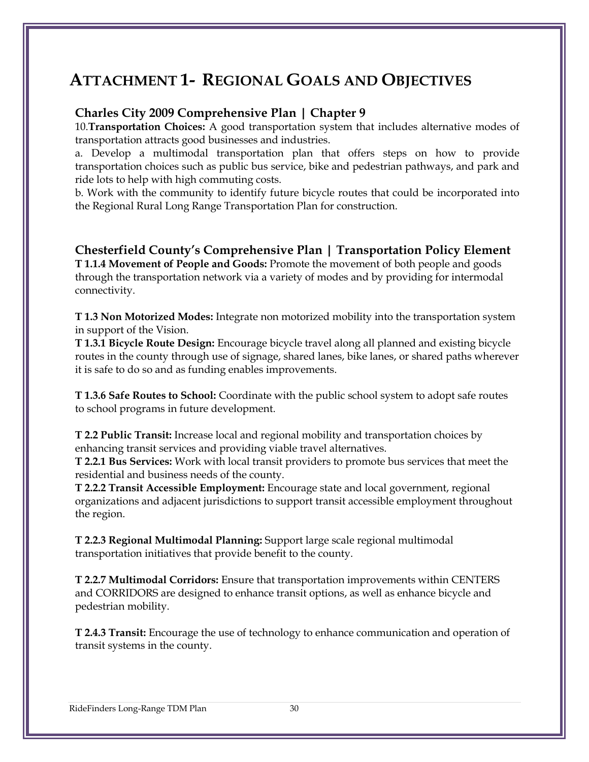# ATTACHMENT 1- REGIONAL GOALS AND OBJECTIVES

### Charles City 2009 Comprehensive Plan | Chapter 9

10.**Transportation Choices:** A good transportation system that includes alternative modes of transportation attracts good businesses and industries.

a. Develop a multimodal transportation plan that offers steps on how to provide transportation choices such as public bus service, bike and pedestrian pathways, and park and ride lots to help with high commuting costs.

b. Work with the community to identify future bicycle routes that could be incorporated into the Regional Rural Long Range Transportation Plan for construction.

### Chesterfield County's Comprehensive Plan | Transportation Policy Element

**T 1.1.4 Movement of People and Goods:** Promote the movement of both people and goods through the transportation network via a variety of modes and by providing for intermodal connectivity.

**T 1.3 Non Motorized Modes:** Integrate non motorized mobility into the transportation system in support of the Vision.

**T 1.3.1 Bicycle Route Design:** Encourage bicycle travel along all planned and existing bicycle routes in the county through use of signage, shared lanes, bike lanes, or shared paths wherever it is safe to do so and as funding enables improvements.

**T 1.3.6 Safe Routes to School:** Coordinate with the public school system to adopt safe routes to school programs in future development.

**T 2.2 Public Transit:** Increase local and regional mobility and transportation choices by enhancing transit services and providing viable travel alternatives.

**T 2.2.1 Bus Services:** Work with local transit providers to promote bus services that meet the residential and business needs of the county.

**T 2.2.2 Transit Accessible Employment:** Encourage state and local government, regional organizations and adjacent jurisdictions to support transit accessible employment throughout the region.

**T 2.2.3 Regional Multimodal Planning:** Support large scale regional multimodal transportation initiatives that provide benefit to the county.

**T 2.2.7 Multimodal Corridors:** Ensure that transportation improvements within CENTERS and CORRIDORS are designed to enhance transit options, as well as enhance bicycle and pedestrian mobility.

**T 2.4.3 Transit:** Encourage the use of technology to enhance communication and operation of transit systems in the county.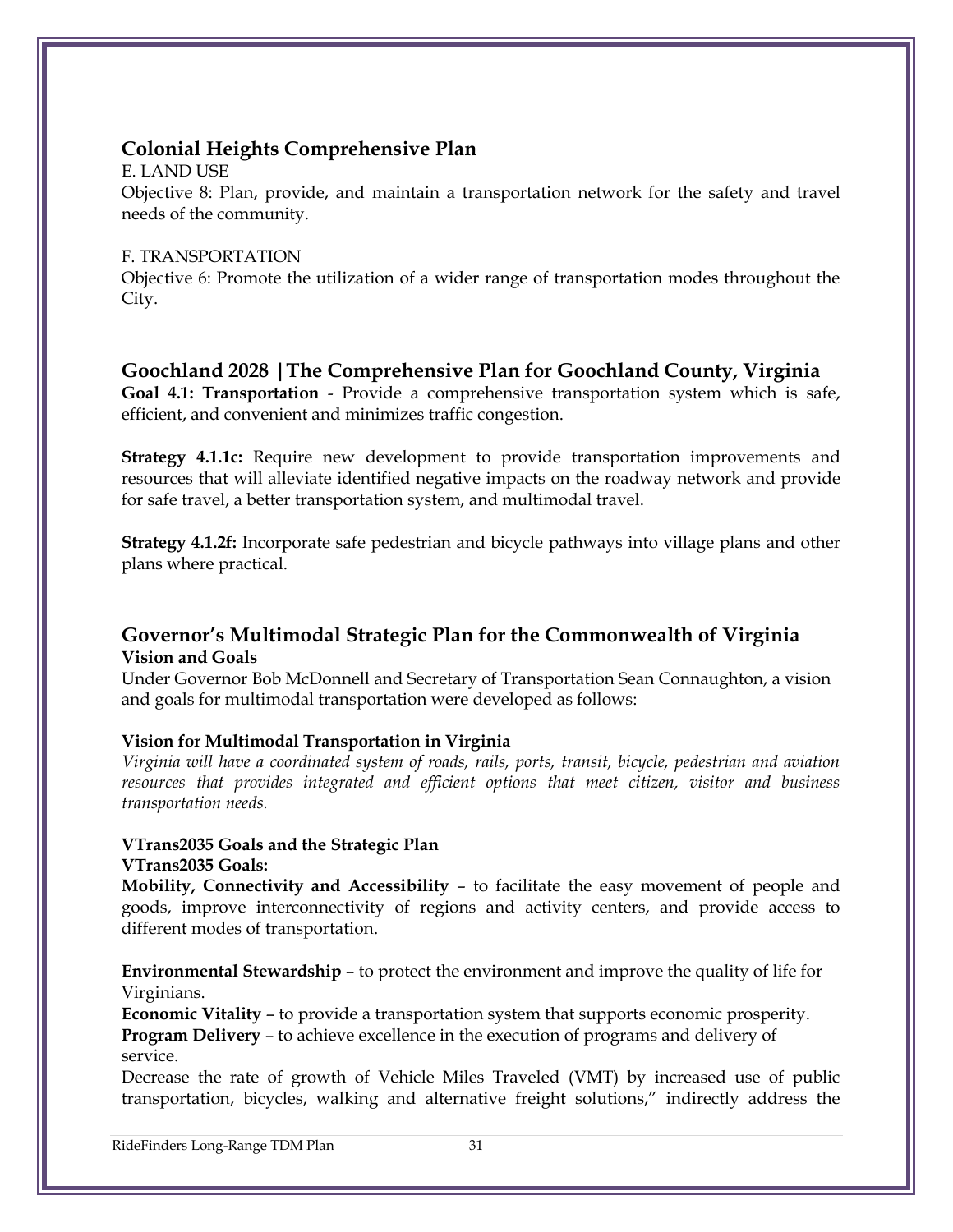## Colonial Heights Comprehensive Plan

E. LAND USE

Objective 8: Plan, provide, and maintain a transportation network for the safety and travel needs of the community.

F. TRANSPORTATION

Objective 6: Promote the utilization of a wider range of transportation modes throughout the City.

## Goochland 2028 | The Comprehensive Plan for Goochland County, Virginia

**Goal 4.1: Transportation** - Provide a comprehensive transportation system which is safe, efficient, and convenient and minimizes traffic congestion.

**Strategy 4.1.1c:** Require new development to provide transportation improvements and resources that will alleviate identified negative impacts on the roadway network and provide for safe travel, a better transportation system, and multimodal travel.

**Strategy 4.1.2f:** Incorporate safe pedestrian and bicycle pathways into village plans and other plans where practical.

## Governor's Multimodal Strategic Plan for the Commonwealth of Virginia

**Vision and Goals**

Under Governor Bob McDonnell and Secretary of Transportation Sean Connaughton, a vision and goals for multimodal transportation were developed as follows:

**Vision for Multimodal Transportation in Virginia**

*Virginia will have a coordinated system of roads, rails, ports, transit, bicycle, pedestrian and aviation resources that provides integrated and efficient options that meet citizen, visitor and business transportation needs.*

**VTrans2035 Goals and the Strategic Plan**

**VTrans2035 Goals:**

**Mobility, Connectivity and Accessibility** – to facilitate the easy movement of people and goods, improve interconnectivity of regions and activity centers, and provide access to different modes of transportation.

**Environmental Stewardship** – to protect the environment and improve the quality of life for Virginians.

**Economic Vitality** – to provide a transportation system that supports economic prosperity.

**Program Delivery** – to achieve excellence in the execution of programs and delivery of service.

Decrease the rate of growth of Vehicle Miles Traveled (VMT) by increased use of public transportation, bicycles, walking and alternative freight solutions," indirectly address the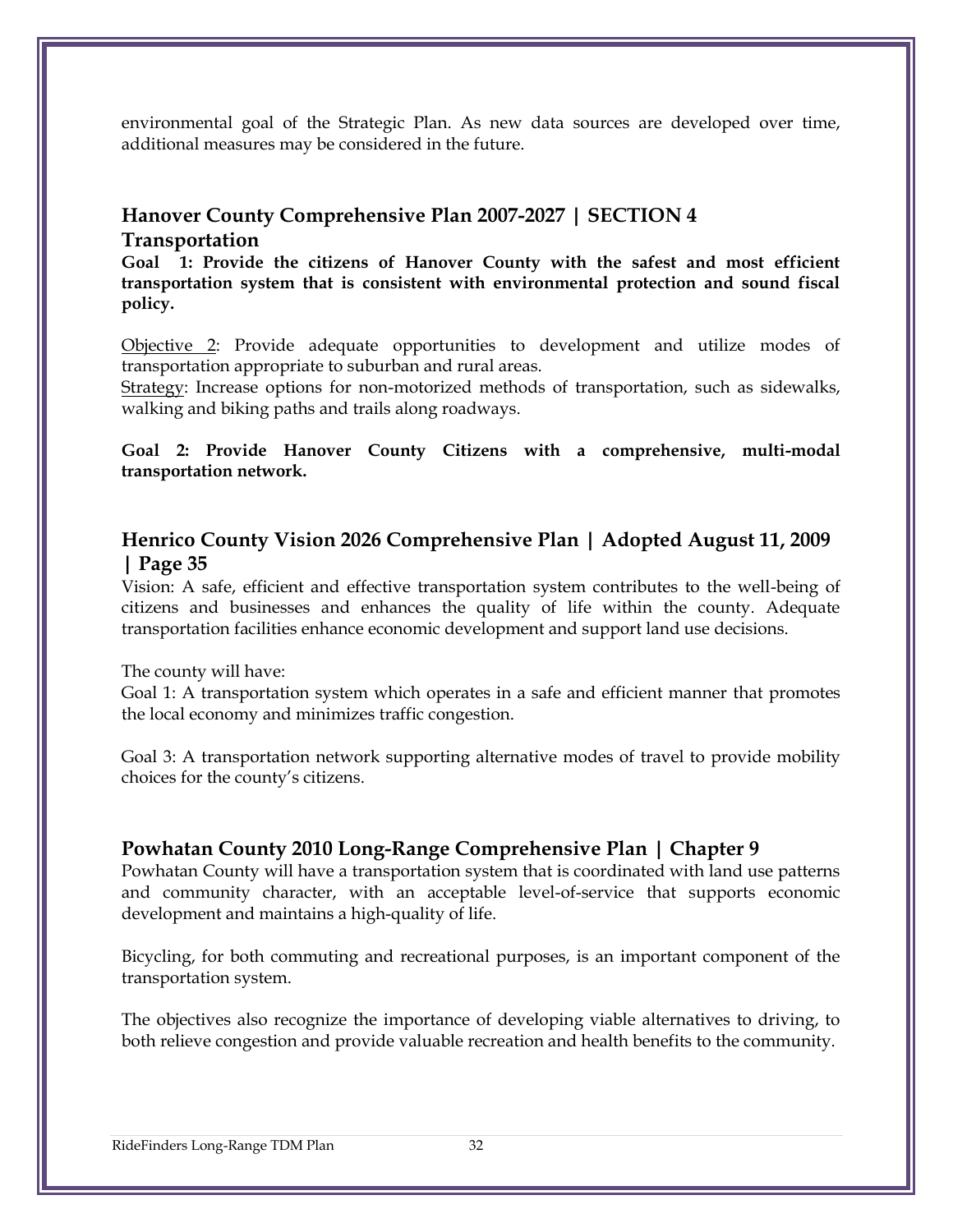environmental goal of the Strategic Plan. As new data sources are developed over time, additional measures may be considered in the future.

## Hanover County Comprehensive Plan 2007-2027 | SECTION 4 Transportation

**Goal 1: Provide the citizens of Hanover County with the safest and most efficient transportation system that is consistent with environmental protection and sound fiscal policy.**

Objective 2: Provide adequate opportunities to development and utilize modes of transportation appropriate to suburban and rural areas.
Strategy: Increase options for non-motorized methods of transportation, such as sidewalks, walking and biking paths and trails along roadways.

**Goal 2: Provide Hanover County Citizens with a comprehensive, multi-modal transportation network.**

## Henrico County Vision 2026 Comprehensive Plan | Adopted August 11, 2009 | Page 35

Vision: A safe, efficient and effective transportation system contributes to the well-being of citizens and businesses and enhances the quality of life within the county. Adequate transportation facilities enhance economic development and support land use decisions.

The county will have:
Goal 1: A transportation system which operates in a safe and efficient manner that promotes the local economy and minimizes traffic congestion.

Goal 3: A transportation network supporting alternative modes of travel to provide mobility choices for the county's citizens.

## Powhatan County 2010 Long-Range Comprehensive Plan | Chapter 9

Powhatan County will have a transportation system that is coordinated with land use patterns and community character, with an acceptable level-of-service that supports economic development and maintains a high-quality of life.

Bicycling, for both commuting and recreational purposes, is an important component of the transportation system.

The objectives also recognize the importance of developing viable alternatives to driving, to both relieve congestion and provide valuable recreation and health benefits to the community.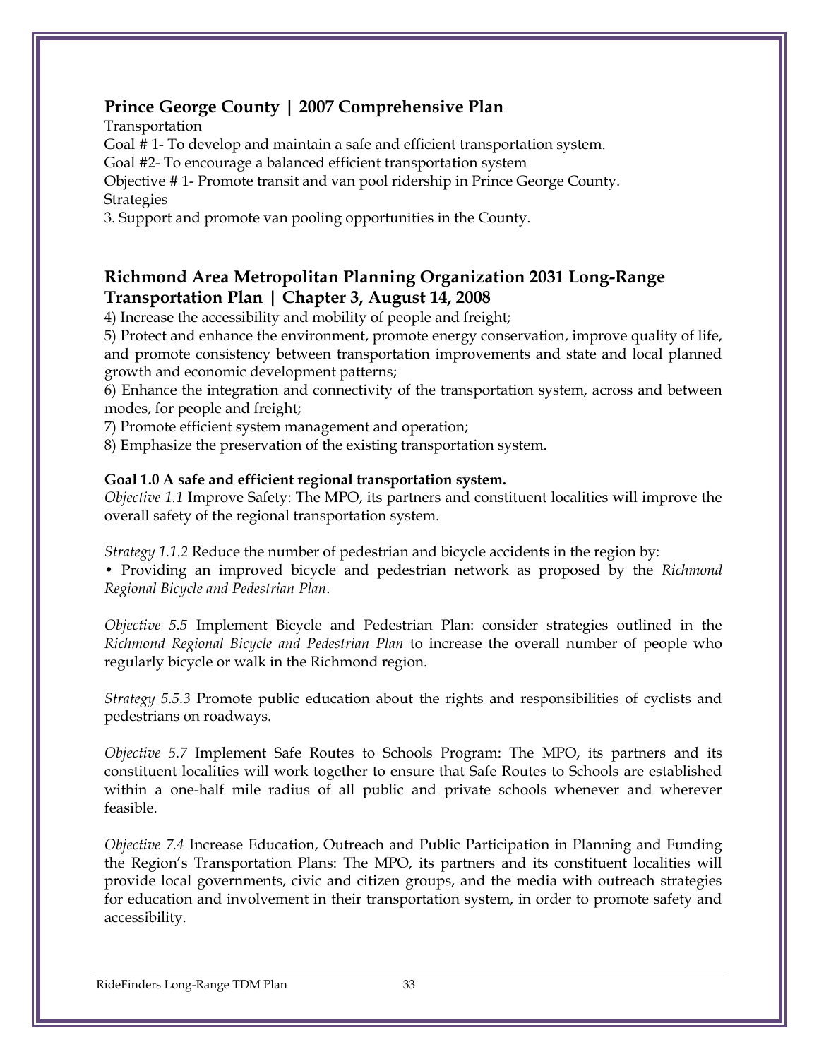## Prince George County | 2007 Comprehensive Plan

Transportation

Goal # 1- To develop and maintain a safe and efficient transportation system.

Goal #2- To encourage a balanced efficient transportation system

Objective # 1- Promote transit and van pool ridership in Prince George County.

Strategies

3. Support and promote van pooling opportunities in the County.

## Richmond Area Metropolitan Planning Organization 2031 Long-Range Transportation Plan | Chapter 3, August 14, 2008

4) Increase the accessibility and mobility of people and freight;

5) Protect and enhance the environment, promote energy conservation, improve quality of life, and promote consistency between transportation improvements and state and local planned growth and economic development patterns;

6) Enhance the integration and connectivity of the transportation system, across and between modes, for people and freight;

7) Promote efficient system management and operation;

8) Emphasize the preservation of the existing transportation system.

**Goal 1.0 A safe and efficient regional transportation system.**

*Objective 1.1* Improve Safety: The MPO, its partners and constituent localities will improve the overall safety of the regional transportation system.

*Strategy 1.1.2* Reduce the number of pedestrian and bicycle accidents in the region by:

• Providing an improved bicycle and pedestrian network as proposed by the *Richmond Regional Bicycle and Pedestrian Plan*.

*Objective 5.5* Implement Bicycle and Pedestrian Plan: consider strategies outlined in the *Richmond Regional Bicycle and Pedestrian Plan* to increase the overall number of people who regularly bicycle or walk in the Richmond region.

*Strategy 5.5.3* Promote public education about the rights and responsibilities of cyclists and pedestrians on roadways.

*Objective 5.7* Implement Safe Routes to Schools Program: The MPO, its partners and its constituent localities will work together to ensure that Safe Routes to Schools are established within a one-half mile radius of all public and private schools whenever and wherever feasible.

*Objective 7.4* Increase Education, Outreach and Public Participation in Planning and Funding the Region's Transportation Plans: The MPO, its partners and its constituent localities will provide local governments, civic and citizen groups, and the media with outreach strategies for education and involvement in their transportation system, in order to promote safety and accessibility.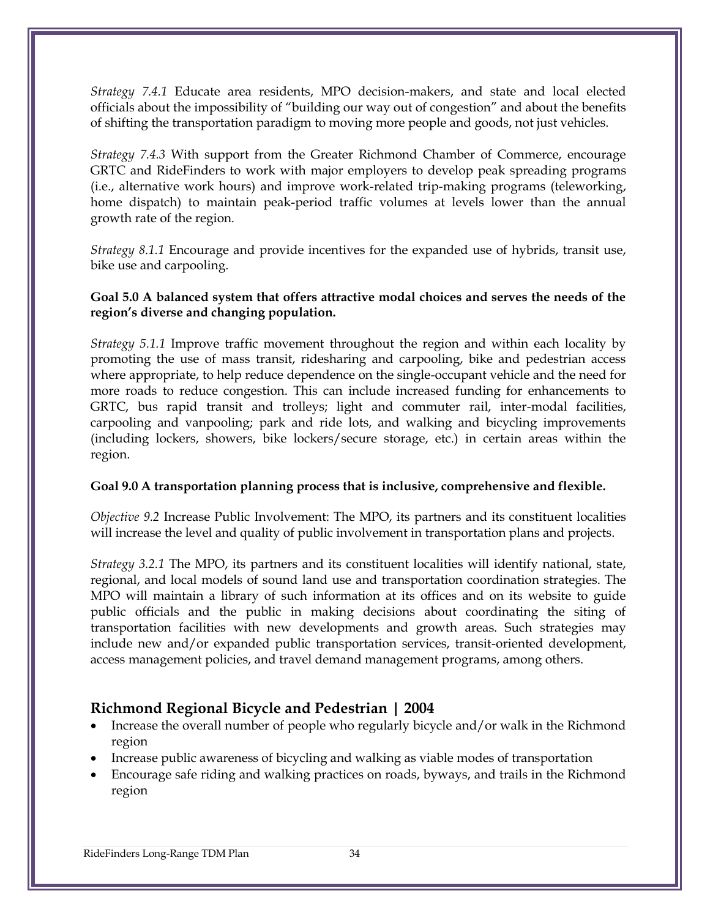*Strategy 7.4.1* Educate area residents, MPO decision-makers, and state and local elected officials about the impossibility of "building our way out of congestion" and about the benefits of shifting the transportation paradigm to moving more people and goods, not just vehicles.

*Strategy 7.4.3* With support from the Greater Richmond Chamber of Commerce, encourage GRTC and RideFinders to work with major employers to develop peak spreading programs (i.e., alternative work hours) and improve work-related trip-making programs (teleworking, home dispatch) to maintain peak-period traffic volumes at levels lower than the annual growth rate of the region.

*Strategy 8.1.1* Encourage and provide incentives for the expanded use of hybrids, transit use, bike use and carpooling.

**Goal 5.0 A balanced system that offers attractive modal choices and serves the needs of the region's diverse and changing population.**

*Strategy 5.1.1* Improve traffic movement throughout the region and within each locality by promoting the use of mass transit, ridesharing and carpooling, bike and pedestrian access where appropriate, to help reduce dependence on the single-occupant vehicle and the need for more roads to reduce congestion. This can include increased funding for enhancements to GRTC, bus rapid transit and trolleys; light and commuter rail, inter-modal facilities, carpooling and vanpooling; park and ride lots, and walking and bicycling improvements (including lockers, showers, bike lockers/secure storage, etc.) in certain areas within the region.

**Goal 9.0 A transportation planning process that is inclusive, comprehensive and flexible.**

*Objective 9.2* Increase Public Involvement: The MPO, its partners and its constituent localities will increase the level and quality of public involvement in transportation plans and projects.

*Strategy 3.2.1* The MPO, its partners and its constituent localities will identify national, state, regional, and local models of sound land use and transportation coordination strategies. The MPO will maintain a library of such information at its offices and on its website to guide public officials and the public in making decisions about coordinating the siting of transportation facilities with new developments and growth areas. Such strategies may include new and/or expanded public transportation services, transit-oriented development, access management policies, and travel demand management programs, among others.

## Richmond Regional Bicycle and Pedestrian | 2004

- Increase the overall number of people who regularly bicycle and/or walk in the Richmond region
- Increase public awareness of bicycling and walking as viable modes of transportation
- Encourage safe riding and walking practices on roads, byways, and trails in the Richmond region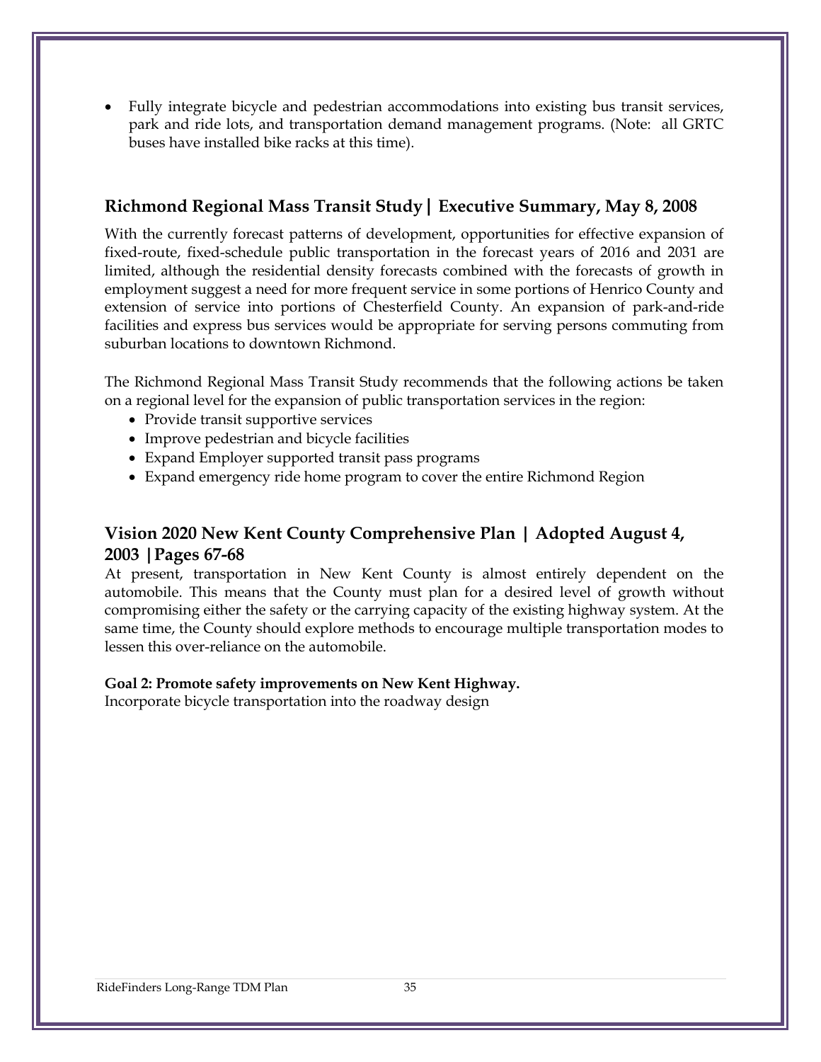- Fully integrate bicycle and pedestrian accommodations into existing bus transit services, park and ride lots, and transportation demand management programs. (Note: all GRTC buses have installed bike racks at this time).

## Richmond Regional Mass Transit Study | Executive Summary, May 8, 2008

With the currently forecast patterns of development, opportunities for effective expansion of fixed-route, fixed-schedule public transportation in the forecast years of 2016 and 2031 are limited, although the residential density forecasts combined with the forecasts of growth in employment suggest a need for more frequent service in some portions of Henrico County and extension of service into portions of Chesterfield County. An expansion of park-and-ride facilities and express bus services would be appropriate for serving persons commuting from suburban locations to downtown Richmond.

The Richmond Regional Mass Transit Study recommends that the following actions be taken on a regional level for the expansion of public transportation services in the region:

- Provide transit supportive services
- Improve pedestrian and bicycle facilities
- Expand Employer supported transit pass programs
- Expand emergency ride home program to cover the entire Richmond Region

## Vision 2020 New Kent County Comprehensive Plan | Adopted August 4, 2003 |Pages 67-68

At present, transportation in New Kent County is almost entirely dependent on the automobile. This means that the County must plan for a desired level of growth without compromising either the safety or the carrying capacity of the existing highway system. At the same time, the County should explore methods to encourage multiple transportation modes to lessen this over-reliance on the automobile.

**Goal 2: Promote safety improvements on New Kent Highway.**
Incorporate bicycle transportation into the roadway design